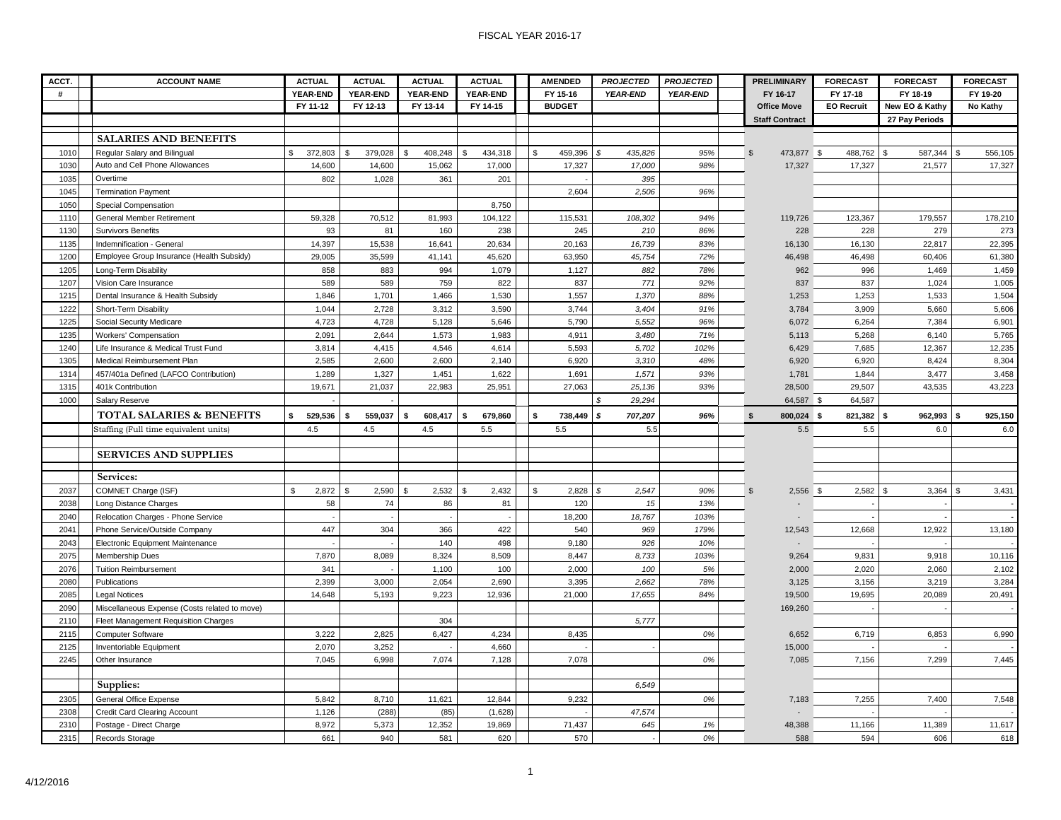FISCAL YEAR 2016-17

| ACCT. # | ACCOUNT NAME | ACTUAL YEAR-END FY 11-12 | ACTUAL YEAR-END FY 12-13 | ACTUAL YEAR-END FY 13-14 | ACTUAL YEAR-END FY 14-15 | AMENDED FY 15-16 BUDGET | *PROJECTED YEAR-END* | *PROJECTED YEAR-END* | PRELIMINARY FY 16-17 Office Move Staff Contract | FORECAST FY 17-18 EO Recruit | FORECAST FY 18-19 New EO & Kathy 27 Pay Periods | FORECAST FY 19-20 No Kathy |
|---|---|---|---|---|---|---|---|---|---|---|---|---|
| | **SALARIES AND BENEFITS** | | | | | | | | | | | |
| 1010 | Regular Salary and Bilingual | $ 372,803 | $ 379,028 | $ 408,248 | $ 434,318 | $ 459,396 | *$ 435,826* | *95%* | $ 473,877 | $ 488,762 | $ 587,344 | $ 556,105 |
| 1030 | Auto and Cell Phone Allowances | 14,600 | 14,600 | 15,062 | 17,000 | 17,327 | *17,000* | *98%* | 17,327 | 17,327 | 21,577 | 17,327 |
| 1035 | Overtime | 802 | 1,028 | 361 | 201 | - | *395* | | | | | |
| 1045 | Termination Payment | | | | | 2,604 | *2,506* | *96%* | | | | |
| 1050 | Special Compensation | | | | 8,750 | | | | | | | |
| 1110 | General Member Retirement | 59,328 | 70,512 | 81,993 | 104,122 | 115,531 | *108,302* | *94%* | 119,726 | 123,367 | 179,557 | 178,210 |
| 1130 | Survivors Benefits | 93 | 81 | 160 | 238 | 245 | *210* | *86%* | 228 | 228 | 279 | 273 |
| 1135 | Indemnification - General | 14,397 | 15,538 | 16,641 | 20,634 | 20,163 | *16,739* | *83%* | 16,130 | 16,130 | 22,817 | 22,395 |
| 1200 | Employee Group Insurance (Health Subsidy) | 29,005 | 35,599 | 41,141 | 45,620 | 63,950 | *45,754* | *72%* | 46,498 | 46,498 | 60,406 | 61,380 |
| 1205 | Long-Term Disability | 858 | 883 | 994 | 1,079 | 1,127 | *882* | *78%* | 962 | 996 | 1,469 | 1,459 |
| 1207 | Vision Care Insurance | 589 | 589 | 759 | 822 | 837 | *771* | *92%* | 837 | 837 | 1,024 | 1,005 |
| 1215 | Dental Insurance & Health Subsidy | 1,846 | 1,701 | 1,466 | 1,530 | 1,557 | *1,370* | *88%* | 1,253 | 1,253 | 1,533 | 1,504 |
| 1222 | Short-Term Disability | 1,044 | 2,728 | 3,312 | 3,590 | 3,744 | *3,404* | *91%* | 3,784 | 3,909 | 5,660 | 5,606 |
| 1225 | Social Security Medicare | 4,723 | 4,728 | 5,128 | 5,646 | 5,790 | *5,552* | *96%* | 6,072 | 6,264 | 7,384 | 6,901 |
| 1235 | Workers' Compensation | 2,091 | 2,644 | 1,573 | 1,983 | 4,911 | *3,480* | *71%* | 5,113 | 5,268 | 6,140 | 5,765 |
| 1240 | Life Insurance & Medical Trust Fund | 3,814 | 4,415 | 4,546 | 4,614 | 5,593 | *5,702* | *102%* | 6,429 | 7,685 | 12,367 | 12,235 |
| 1305 | Medical Reimbursement Plan | 2,585 | 2,600 | 2,600 | 2,140 | 6,920 | *3,310* | *48%* | 6,920 | 6,920 | 8,424 | 8,304 |
| 1314 | 457/401a Defined (LAFCO Contribution) | 1,289 | 1,327 | 1,451 | 1,622 | 1,691 | *1,571* | *93%* | 1,781 | 1,844 | 3,477 | 3,458 |
| 1315 | 401k Contribution | 19,671 | 21,037 | 22,983 | 25,951 | 27,063 | *25,136* | *93%* | 28,500 | 29,507 | 43,535 | 43,223 |
| 1000 | Salary Reserve | | - | | | | *$ 29,294* | | 64,587 | $ 64,587 | | |
| | **TOTAL SALARIES & BENEFITS** | **$ 529,536** | **$ 559,037** | **$ 608,417** | **$ 679,860** | **$ 738,449** | ***$ 707,207*** | ***96%*** | **$ 800,024** | **$ 821,382** | **$ 962,993** | **$ 925,150** |
| | Staffing (Full time equivalent units) | 4.5 | 4.5 | 4.5 | 5.5 | 5.5 | 5.5 | | 5.5 | 5.5 | 6.0 | 6.0 |
| | **SERVICES AND SUPPLIES** | | | | | | | | | | | |
| | **Services:** | | | | | | | | | | | |
| 2037 | COMNET Charge (ISF) | $ 2,872 | $ 2,590 | $ 2,532 | $ 2,432 | $ 2,828 | *$ 2,547* | *90%* | $ 2,556 | $ 2,582 | $ 3,364 | $ 3,431 |
| 2038 | Long Distance Charges | 58 | 74 | 86 | 81 | 120 | *15* | *13%* | - | - | - | - |
| 2040 | Relocation Charges - Phone Service | - | - | - | - | 18,200 | *18,767* | *103%* | - | - | - | - |
| 2041 | Phone Service/Outside Company | 447 | 304 | 366 | 422 | 540 | *969* | *179%* | 12,543 | 12,668 | 12,922 | 13,180 |
| 2043 | Electronic Equipment Maintenance | - | - | 140 | 498 | 9,180 | *926* | *10%* | - | - | - | - |
| 2075 | Membership Dues | 7,870 | 8,089 | 8,324 | 8,509 | 8,447 | *8,733* | *103%* | 9,264 | 9,831 | 9,918 | 10,116 |
| 2076 | Tuition Reimbursement | 341 | - | 1,100 | 100 | 2,000 | *100* | *5%* | 2,000 | 2,020 | 2,060 | 2,102 |
| 2080 | Publications | 2,399 | 3,000 | 2,054 | 2,690 | 3,395 | *2,662* | *78%* | 3,125 | 3,156 | 3,219 | 3,284 |
| 2085 | Legal Notices | 14,648 | 5,193 | 9,223 | 12,936 | 21,000 | *17,655* | *84%* | 19,500 | 19,695 | 20,089 | 20,491 |
| 2090 | Miscellaneous Expense (Costs related to move) | | | | | | | | 169,260 | - | - | - |
| 2110 | Fleet Management Requisition Charges | | | 304 | | | *5,777* | | | | | |
| 2115 | Computer Software | 3,222 | 2,825 | 6,427 | 4,234 | 8,435 | | *0%* | 6,652 | 6,719 | 6,853 | 6,990 |
| 2125 | Inventoriable Equipment | 2,070 | 3,252 | - | 4,660 | - | *-* | | 15,000 | - | - | - |
| 2245 | Other Insurance | 7,045 | 6,998 | 7,074 | 7,128 | 7,078 | | *0%* | 7,085 | 7,156 | 7,299 | 7,445 |
| | **Supplies:** | | | | | | *6,549* | | | | | |
| 2305 | General Office Expense | 5,842 | 8,710 | 11,621 | 12,844 | 9,232 | | *0%* | 7,183 | 7,255 | 7,400 | 7,548 |
| 2308 | Credit Card Clearing Account | 1,126 | (288) | (85) | (1,628) | - | *47,574* | | - | - | - | - |
| 2310 | Postage - Direct Charge | 8,972 | 5,373 | 12,352 | 19,869 | 71,437 | *645* | *1%* | 48,388 | 11,166 | 11,389 | 11,617 |
| 2315 | Records Storage | 661 | 940 | 581 | 620 | 570 | *-* | *0%* | 588 | 594 | 606 | 618 |

4/12/2016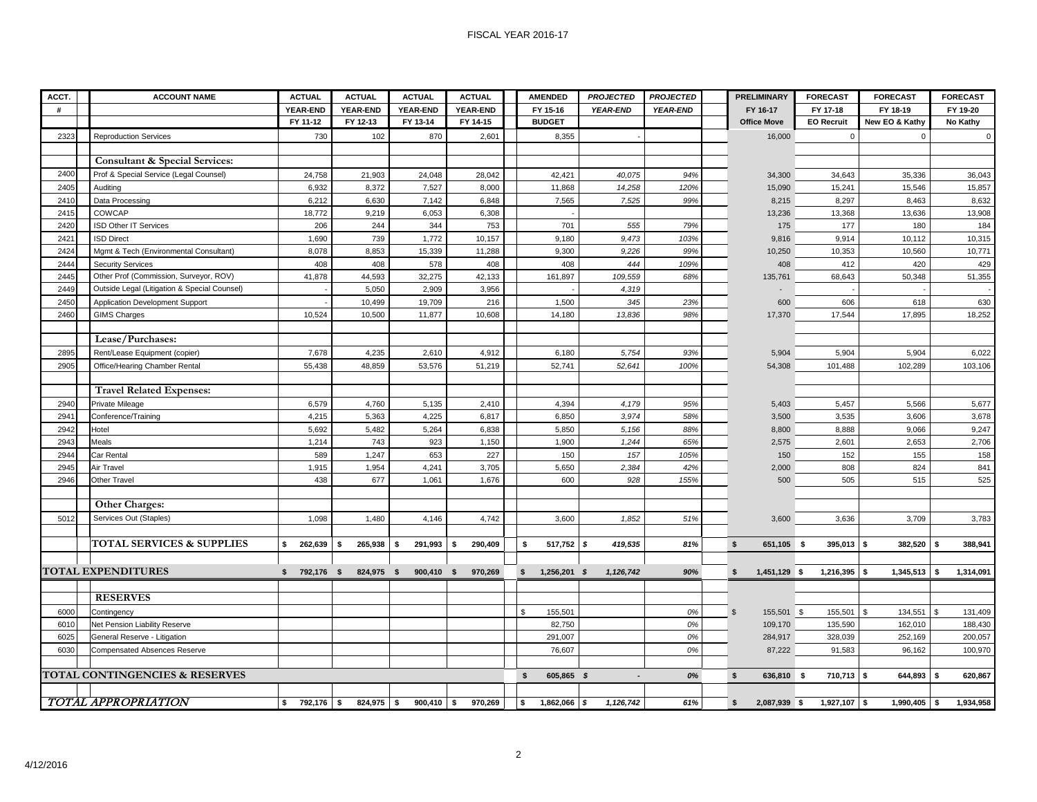FISCAL YEAR 2016-17

| ACCT. # | ACCOUNT NAME | ACTUAL YEAR-END FY 11-12 | ACTUAL YEAR-END FY 12-13 | ACTUAL YEAR-END FY 13-14 | ACTUAL YEAR-END FY 14-15 | AMENDED FY 15-16 BUDGET | PROJECTED YEAR-END | PROJECTED YEAR-END | PRELIMINARY FY 16-17 Office Move | FORECAST FY 17-18 EO Recruit | FORECAST FY 18-19 New EO & Kathy | FORECAST FY 19-20 No Kathy |
|---|---|---|---|---|---|---|---|---|---|---|---|---|
| 2323 | Reproduction Services | 730 | 102 | 870 | 2,601 | 8,355 | - | | 16,000 | 0 | 0 | 0 |
| | **Consultant & Special Services:** | | | | | | | | | | | |
| 2400 | Prof & Special Service (Legal Counsel) | 24,758 | 21,903 | 24,048 | 28,042 | 42,421 | *40,075* | *94%* | 34,300 | 34,643 | 35,336 | 36,043 |
| 2405 | Auditing | 6,932 | 8,372 | 7,527 | 8,000 | 11,868 | *14,258* | *120%* | 15,090 | 15,241 | 15,546 | 15,857 |
| 2410 | Data Processing | 6,212 | 6,630 | 7,142 | 6,848 | 7,565 | *7,525* | *99%* | 8,215 | 8,297 | 8,463 | 8,632 |
| 2415 | COWCAP | 18,772 | 9,219 | 6,053 | 6,308 | - | | | 13,236 | 13,368 | 13,636 | 13,908 |
| 2420 | ISD Other IT Services | 206 | 244 | 344 | 753 | 701 | *555* | *79%* | 175 | 177 | 180 | 184 |
| 2421 | ISD Direct | 1,690 | 739 | 1,772 | 10,157 | 9,180 | *9,473* | *103%* | 9,816 | 9,914 | 10,112 | 10,315 |
| 2424 | Mgmt & Tech (Environmental Consultant) | 8,078 | 8,853 | 15,339 | 11,288 | 9,300 | *9,226* | *99%* | 10,250 | 10,353 | 10,560 | 10,771 |
| 2444 | Security Services | 408 | 408 | 578 | 408 | 408 | *444* | *109%* | 408 | 412 | 420 | 429 |
| 2445 | Other Prof (Commission, Surveyor, ROV) | 41,878 | 44,593 | 32,275 | 42,133 | 161,897 | *109,559* | *68%* | 135,761 | 68,643 | 50,348 | 51,355 |
| 2449 | Outside Legal (Litigation & Special Counsel) | - | 5,050 | 2,909 | 3,956 | - | *4,319* | | - | - | - | - |
| 2450 | Application Development Support | - | 10,499 | 19,709 | 216 | 1,500 | *345* | *23%* | 600 | 606 | 618 | 630 |
| 2460 | GIMS Charges | 10,524 | 10,500 | 11,877 | 10,608 | 14,180 | *13,836* | *98%* | 17,370 | 17,544 | 17,895 | 18,252 |
| | **Lease/Purchases:** | | | | | | | | | | | |
| 2895 | Rent/Lease Equipment (copier) | 7,678 | 4,235 | 2,610 | 4,912 | 6,180 | *5,754* | *93%* | 5,904 | 5,904 | 5,904 | 6,022 |
| 2905 | Office/Hearing Chamber Rental | 55,438 | 48,859 | 53,576 | 51,219 | 52,741 | *52,641* | *100%* | 54,308 | 101,488 | 102,289 | 103,106 |
| | **Travel Related Expenses:** | | | | | | | | | | | |
| 2940 | Private Mileage | 6,579 | 4,760 | 5,135 | 2,410 | 4,394 | *4,179* | *95%* | 5,403 | 5,457 | 5,566 | 5,677 |
| 2941 | Conference/Training | 4,215 | 5,363 | 4,225 | 6,817 | 6,850 | *3,974* | *58%* | 3,500 | 3,535 | 3,606 | 3,678 |
| 2942 | Hotel | 5,692 | 5,482 | 5,264 | 6,838 | 5,850 | *5,156* | *88%* | 8,800 | 8,888 | 9,066 | 9,247 |
| 2943 | Meals | 1,214 | 743 | 923 | 1,150 | 1,900 | *1,244* | *65%* | 2,575 | 2,601 | 2,653 | 2,706 |
| 2944 | Car Rental | 589 | 1,247 | 653 | 227 | 150 | *157* | *105%* | 150 | 152 | 155 | 158 |
| 2945 | Air Travel | 1,915 | 1,954 | 4,241 | 3,705 | 5,650 | *2,384* | *42%* | 2,000 | 808 | 824 | 841 |
| 2946 | Other Travel | 438 | 677 | 1,061 | 1,676 | 600 | *928* | *155%* | 500 | 505 | 515 | 525 |
| | **Other Charges:** | | | | | | | | | | | |
| 5012 | Services Out (Staples) | 1,098 | 1,480 | 4,146 | 4,742 | 3,600 | *1,852* | *51%* | 3,600 | 3,636 | 3,709 | 3,783 |
| | **TOTAL SERVICES & SUPPLIES** | **$ 262,639** | **$ 265,938** | **$ 291,993** | **$ 290,409** | **$ 517,752** | ***$ 419,535*** | ***81%*** | **$ 651,105** | **$ 395,013** | **$ 382,520** | **$ 388,941** |
| **TOTAL EXPENDITURES** | | **$ 792,176** | **$ 824,975** | **$ 900,410** | **$ 970,269** | **$ 1,256,201** | ***$ 1,126,742*** | ***90%*** | **$ 1,451,129** | **$ 1,216,395** | **$ 1,345,513** | **$ 1,314,091** |
| | **RESERVES** | | | | | | | | | | | |
| 6000 | Contingency | | | | | $ 155,501 | | *0%* | $ 155,501 | $ 155,501 | $ 134,551 | $ 131,409 |
| 6010 | Net Pension Liability Reserve | | | | | 82,750 | | *0%* | 109,170 | 135,590 | 162,010 | 188,430 |
| 6025 | General Reserve - Litigation | | | | | 291,007 | | *0%* | 284,917 | 328,039 | 252,169 | 200,057 |
| 6030 | Compensated Absences Reserve | | | | | 76,607 | | *0%* | 87,222 | 91,583 | 96,162 | 100,970 |
| **TOTAL CONTINGENCIES & RESERVES** | | | | | | **$ 605,865** | ***$ -*** | ***0%*** | **$ 636,810** | **$ 710,713** | **$ 644,893** | **$ 620,867** |
| ***TOTAL APPROPRIATION*** | | **$ 792,176** | **$ 824,975** | **$ 900,410** | **$ 970,269** | **$ 1,862,066** | ***$ 1,126,742*** | ***61%*** | **$ 2,087,939** | **$ 1,927,107** | **$ 1,990,405** | **$ 1,934,958** |

4/12/2016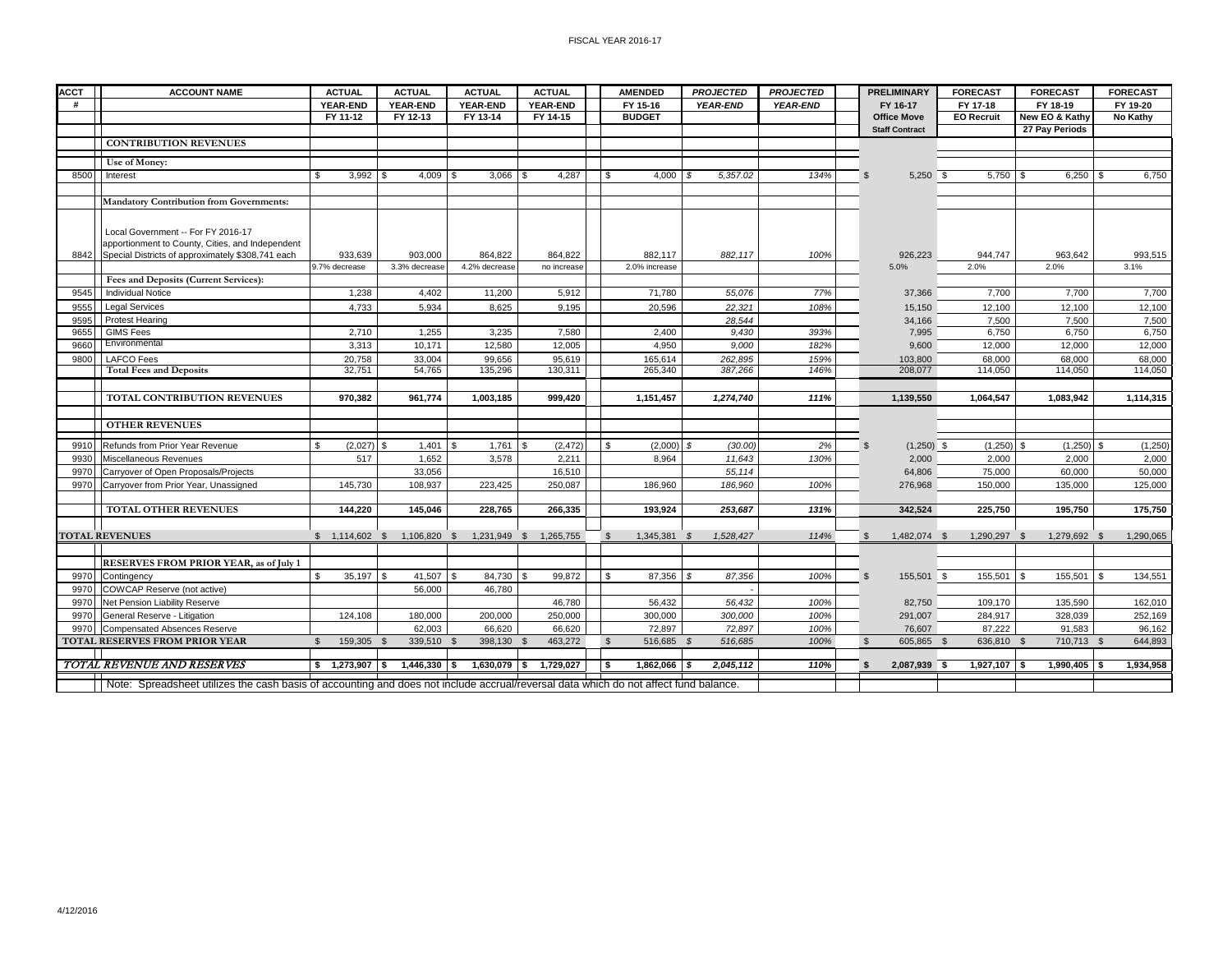FISCAL YEAR 2016-17

| ACCT # | ACCOUNT NAME | ACTUAL YEAR-END FY 11-12 | ACTUAL YEAR-END FY 12-13 | ACTUAL YEAR-END FY 13-14 | ACTUAL YEAR-END FY 14-15 | AMENDED FY 15-16 BUDGET | *PROJECTED YEAR-END* | *PROJECTED YEAR-END* | PRELIMINARY FY 16-17 Office Move Staff Contract | FORECAST FY 17-18 EO Recruit | FORECAST FY 18-19 New EO & Kathy 27 Pay Periods | FORECAST FY 19-20 No Kathy |
|---|---|---|---|---|---|---|---|---|---|---|---|---|
| | **CONTRIBUTION REVENUES** | | | | | | | | | | | |
| | **Use of Money:** | | | | | | | | | | | |
| 8500 | Interest | $ 3,992 | $ 4,009 | $ 3,066 | $ 4,287 | $ 4,000 | *$ 5,357.02* | *134%* | $ 5,250 | $ 5,750 | $ 6,250 | $ 6,750 |
| | **Mandatory Contribution from Governments:** | | | | | | | | | | | |
| 8842 | Local Government -- For FY 2016-17 apportionment to County, Cities, and Independent Special Districts of approximately $308,741 each | 933,639 | 903,000 | 864,822 | 864,822 | 882,117 | *882,117* | *100%* | 926,223 | 944,747 | 963,642 | 993,515 |
| | | 9.7% decrease | 3.3% decrease | 4.2% decrease | no increase | 2.0% increase | | | 5.0% | 2.0% | 2.0% | 3.1% |
| | **Fees and Deposits (Current Services):** | | | | | | | | | | | |
| 9545 | Individual Notice | 1,238 | 4,402 | 11,200 | 5,912 | 71,780 | *55,076* | *77%* | 37,366 | 7,700 | 7,700 | 7,700 |
| 9555 | Legal Services | 4,733 | 5,934 | 8,625 | 9,195 | 20,596 | *22,321* | *108%* | 15,150 | 12,100 | 12,100 | 12,100 |
| 9595 | Protest Hearing | | | | | | *28,544* | | 34,166 | 7,500 | 7,500 | 7,500 |
| 9655 | GIMS Fees | 2,710 | 1,255 | 3,235 | 7,580 | 2,400 | *9,430* | *393%* | 7,995 | 6,750 | 6,750 | 6,750 |
| 9660 | Environmental | 3,313 | 10,171 | 12,580 | 12,005 | 4,950 | *9,000* | *182%* | 9,600 | 12,000 | 12,000 | 12,000 |
| 9800 | LAFCO Fees | 20,758 | 33,004 | 99,656 | 95,619 | 165,614 | *262,895* | *159%* | 103,800 | 68,000 | 68,000 | 68,000 |
| | Total Fees and Deposits | 32,751 | 54,765 | 135,296 | 130,311 | 265,340 | *387,266* | *146%* | 208,077 | 114,050 | 114,050 | 114,050 |
| | **TOTAL CONTRIBUTION REVENUES** | **970,382** | **961,774** | **1,003,185** | **999,420** | **1,151,457** | ***1,274,740*** | ***111%*** | **1,139,550** | **1,064,547** | **1,083,942** | **1,114,315** |
| | **OTHER REVENUES** | | | | | | | | | | | |
| 9910 | Refunds from Prior Year Revenue | $ (2,027) | $ 1,401 | $ 1,761 | $ (2,472) | $ (2,000) | *$ (30.00)* | *2%* | $ (1,250) | $ (1,250) | $ (1,250) | $ (1,250) |
| 9930 | Miscellaneous Revenues | 517 | 1,652 | 3,578 | 2,211 | 8,964 | *11,643* | *130%* | 2,000 | 2,000 | 2,000 | 2,000 |
| 9970 | Carryover of Open Proposals/Projects | | 33,056 | | 16,510 | | *55,114* | | 64,806 | 75,000 | 60,000 | 50,000 |
| 9970 | Carryover from Prior Year, Unassigned | 145,730 | 108,937 | 223,425 | 250,087 | 186,960 | *186,960* | *100%* | 276,968 | 150,000 | 135,000 | 125,000 |
| | **TOTAL OTHER REVENUES** | **144,220** | **145,046** | **228,765** | **266,335** | **193,924** | ***253,687*** | ***131%*** | **342,524** | **225,750** | **195,750** | **175,750** |
| | **TOTAL REVENUES** | $ 1,114,602 | $ 1,106,820 | $ 1,231,949 | $ 1,265,755 | $ 1,345,381 | *$ 1,528,427* | *114%* | $ 1,482,074 | $ 1,290,297 | $ 1,279,692 | $ 1,290,065 |
| | **RESERVES FROM PRIOR YEAR, as of July 1** | | | | | | | | | | | |
| 9970 | Contingency | $ 35,197 | $ 41,507 | $ 84,730 | $ 99,872 | $ 87,356 | *$ 87,356* | *100%* | $ 155,501 | $ 155,501 | $ 155,501 | $ 134,551 |
| 9970 | COWCAP Reserve (not active) | | 56,000 | 46,780 | | | *-* | | | | | |
| 9970 | Net Pension Liability Reserve | | | | 46,780 | 56,432 | *56,432* | *100%* | 82,750 | 109,170 | 135,590 | 162,010 |
| 9970 | General Reserve - Litigation | 124,108 | 180,000 | 200,000 | 250,000 | 300,000 | *300,000* | *100%* | 291,007 | 284,917 | 328,039 | 252,169 |
| 9970 | Compensated Absences Reserve | | 62,003 | 66,620 | 66,620 | 72,897 | *72,897* | *100%* | 76,607 | 87,222 | 91,583 | 96,162 |
| | **TOTAL RESERVES FROM PRIOR YEAR** | $ 159,305 | $ 339,510 | $ 398,130 | $ 463,272 | $ 516,685 | *$ 516,685* | *100%* | $ 605,865 | $ 636,810 | $ 710,713 | $ 644,893 |
| | ***TOTAL REVENUE AND RESERVES*** | **$ 1,273,907** | **$ 1,446,330** | **$ 1,630,079** | **$ 1,729,027** | **$ 1,862,066** | ***$ 2,045,112*** | ***110%*** | **$ 2,087,939** | **$ 1,927,107** | **$ 1,990,405** | **$ 1,934,958** |

Note: Spreadsheet utilizes the cash basis of accounting and does not include accrual/reversal data which do not affect fund balance.

4/12/2016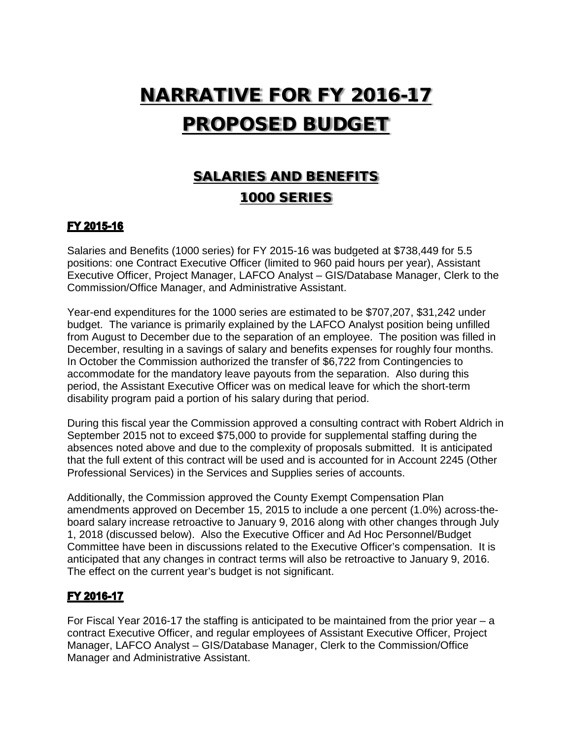# NARRATIVE FOR FY 2016-17 PROPOSED BUDGET

## SALARIES AND BENEFITS 1000 SERIES

### FY 2015-16

Salaries and Benefits (1000 series) for FY 2015-16 was budgeted at $738,449 for 5.5 positions: one Contract Executive Officer (limited to 960 paid hours per year), Assistant Executive Officer, Project Manager, LAFCO Analyst – GIS/Database Manager, Clerk to the Commission/Office Manager, and Administrative Assistant.

Year-end expenditures for the 1000 series are estimated to be $707,207, $31,242 under budget. The variance is primarily explained by the LAFCO Analyst position being unfilled from August to December due to the separation of an employee. The position was filled in December, resulting in a savings of salary and benefits expenses for roughly four months. In October the Commission authorized the transfer of $6,722 from Contingencies to accommodate for the mandatory leave payouts from the separation. Also during this period, the Assistant Executive Officer was on medical leave for which the short-term disability program paid a portion of his salary during that period.

During this fiscal year the Commission approved a consulting contract with Robert Aldrich in September 2015 not to exceed $75,000 to provide for supplemental staffing during the absences noted above and due to the complexity of proposals submitted. It is anticipated that the full extent of this contract will be used and is accounted for in Account 2245 (Other Professional Services) in the Services and Supplies series of accounts.

Additionally, the Commission approved the County Exempt Compensation Plan amendments approved on December 15, 2015 to include a one percent (1.0%) across-the-board salary increase retroactive to January 9, 2016 along with other changes through July 1, 2018 (discussed below). Also the Executive Officer and Ad Hoc Personnel/Budget Committee have been in discussions related to the Executive Officer's compensation. It is anticipated that any changes in contract terms will also be retroactive to January 9, 2016. The effect on the current year's budget is not significant.

### FY 2016-17

For Fiscal Year 2016-17 the staffing is anticipated to be maintained from the prior year – a contract Executive Officer, and regular employees of Assistant Executive Officer, Project Manager, LAFCO Analyst – GIS/Database Manager, Clerk to the Commission/Office Manager and Administrative Assistant.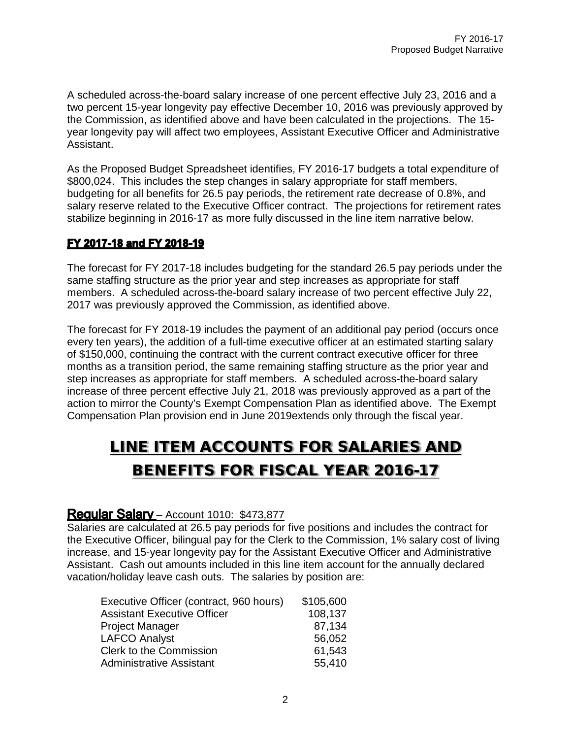A scheduled across-the-board salary increase of one percent effective July 23, 2016 and a two percent 15-year longevity pay effective December 10, 2016 was previously approved by the Commission, as identified above and have been calculated in the projections. The 15-year longevity pay will affect two employees, Assistant Executive Officer and Administrative Assistant.

As the Proposed Budget Spreadsheet identifies, FY 2016-17 budgets a total expenditure of $800,024. This includes the step changes in salary appropriate for staff members, budgeting for all benefits for 26.5 pay periods, the retirement rate decrease of 0.8%, and salary reserve related to the Executive Officer contract. The projections for retirement rates stabilize beginning in 2016-17 as more fully discussed in the line item narrative below.

## FY 2017-18 and FY 2018-19

The forecast for FY 2017-18 includes budgeting for the standard 26.5 pay periods under the same staffing structure as the prior year and step increases as appropriate for staff members. A scheduled across-the-board salary increase of two percent effective July 22, 2017 was previously approved the Commission, as identified above.

The forecast for FY 2018-19 includes the payment of an additional pay period (occurs once every ten years), the addition of a full-time executive officer at an estimated starting salary of $150,000, continuing the contract with the current contract executive officer for three months as a transition period, the same remaining staffing structure as the prior year and step increases as appropriate for staff members. A scheduled across-the-board salary increase of three percent effective July 21, 2018 was previously approved as a part of the action to mirror the County's Exempt Compensation Plan as identified above. The Exempt Compensation Plan provision end in June 2019extends only through the fiscal year.

# LINE ITEM ACCOUNTS FOR SALARIES AND BENEFITS FOR FISCAL YEAR 2016-17

### Regular Salary – Account 1010: $473,877

Salaries are calculated at 26.5 pay periods for five positions and includes the contract for the Executive Officer, bilingual pay for the Clerk to the Commission, 1% salary cost of living increase, and 15-year longevity pay for the Assistant Executive Officer and Administrative Assistant. Cash out amounts included in this line item account for the annually declared vacation/holiday leave cash outs. The salaries by position are:

| Position | Salary |
|---|---|
| Executive Officer (contract, 960 hours) | $105,600 |
| Assistant Executive Officer | 108,137 |
| Project Manager | 87,134 |
| LAFCO Analyst | 56,052 |
| Clerk to the Commission | 61,543 |
| Administrative Assistant | 55,410 |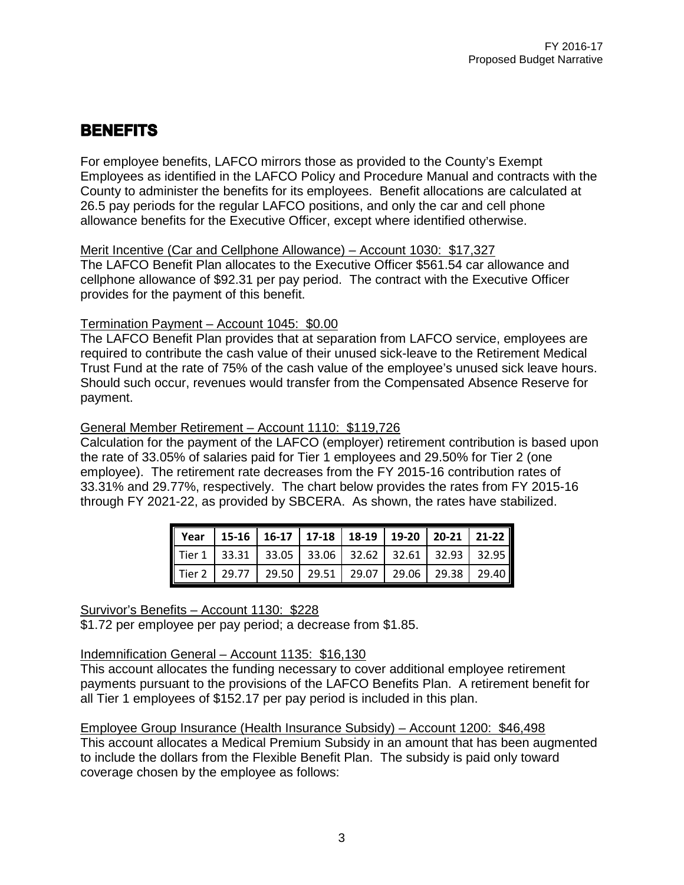# BENEFITS

For employee benefits, LAFCO mirrors those as provided to the County's Exempt Employees as identified in the LAFCO Policy and Procedure Manual and contracts with the County to administer the benefits for its employees. Benefit allocations are calculated at 26.5 pay periods for the regular LAFCO positions, and only the car and cell phone allowance benefits for the Executive Officer, except where identified otherwise.

Merit Incentive (Car and Cellphone Allowance) – Account 1030: $17,327
The LAFCO Benefit Plan allocates to the Executive Officer $561.54 car allowance and cellphone allowance of $92.31 per pay period. The contract with the Executive Officer provides for the payment of this benefit.

Termination Payment – Account 1045: $0.00
The LAFCO Benefit Plan provides that at separation from LAFCO service, employees are required to contribute the cash value of their unused sick-leave to the Retirement Medical Trust Fund at the rate of 75% of the cash value of the employee's unused sick leave hours. Should such occur, revenues would transfer from the Compensated Absence Reserve for payment.

General Member Retirement – Account 1110: $119,726
Calculation for the payment of the LAFCO (employer) retirement contribution is based upon the rate of 33.05% of salaries paid for Tier 1 employees and 29.50% for Tier 2 (one employee). The retirement rate decreases from the FY 2015-16 contribution rates of 33.31% and 29.77%, respectively. The chart below provides the rates from FY 2015-16 through FY 2021-22, as provided by SBCERA. As shown, the rates have stabilized.

| Year | 15-16 | 16-17 | 17-18 | 18-19 | 19-20 | 20-21 | 21-22 |
|---|---|---|---|---|---|---|---|
| Tier 1 | 33.31 | 33.05 | 33.06 | 32.62 | 32.61 | 32.93 | 32.95 |
| Tier 2 | 29.77 | 29.50 | 29.51 | 29.07 | 29.06 | 29.38 | 29.40 |

Survivor's Benefits – Account 1130: $228
$1.72 per employee per pay period; a decrease from $1.85.

Indemnification General – Account 1135: $16,130
This account allocates the funding necessary to cover additional employee retirement payments pursuant to the provisions of the LAFCO Benefits Plan. A retirement benefit for all Tier 1 employees of $152.17 per pay period is included in this plan.

Employee Group Insurance (Health Insurance Subsidy) – Account 1200: $46,498
This account allocates a Medical Premium Subsidy in an amount that has been augmented to include the dollars from the Flexible Benefit Plan. The subsidy is paid only toward coverage chosen by the employee as follows: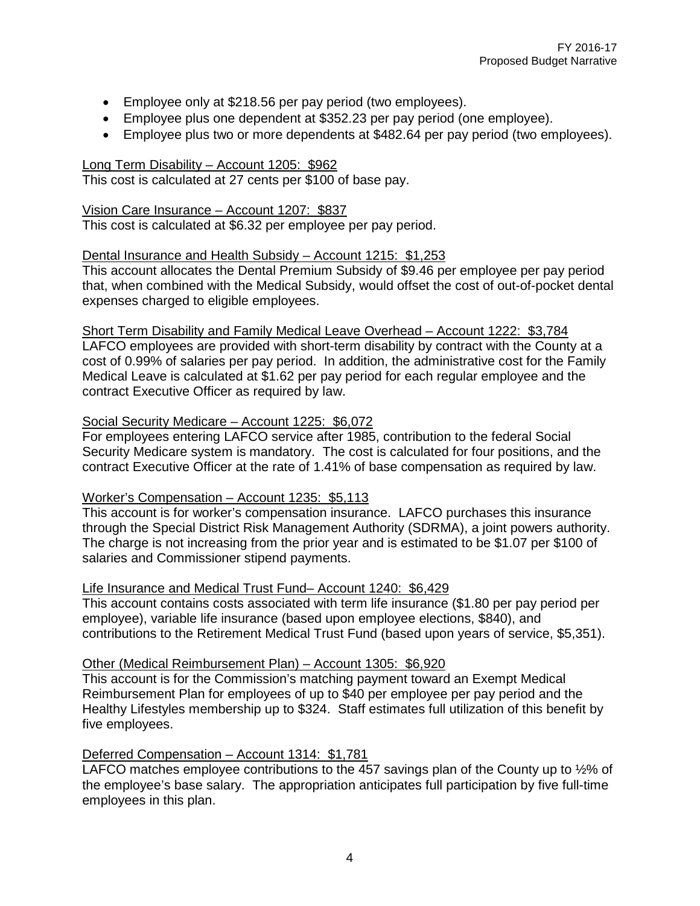- Employee only at $218.56 per pay period (two employees).
- Employee plus one dependent at $352.23 per pay period (one employee).
- Employee plus two or more dependents at $482.64 per pay period (two employees).

<u>Long Term Disability – Account 1205: $962</u>
This cost is calculated at 27 cents per $100 of base pay.

<u>Vision Care Insurance – Account 1207: $837</u>
This cost is calculated at $6.32 per employee per pay period.

<u>Dental Insurance and Health Subsidy – Account 1215: $1,253</u>
This account allocates the Dental Premium Subsidy of $9.46 per employee per pay period that, when combined with the Medical Subsidy, would offset the cost of out-of-pocket dental expenses charged to eligible employees.

<u>Short Term Disability and Family Medical Leave Overhead – Account 1222: $3,784</u>
LAFCO employees are provided with short-term disability by contract with the County at a cost of 0.99% of salaries per pay period. In addition, the administrative cost for the Family Medical Leave is calculated at $1.62 per pay period for each regular employee and the contract Executive Officer as required by law.

<u>Social Security Medicare – Account 1225: $6,072</u>
For employees entering LAFCO service after 1985, contribution to the federal Social Security Medicare system is mandatory. The cost is calculated for four positions, and the contract Executive Officer at the rate of 1.41% of base compensation as required by law.

<u>Worker's Compensation – Account 1235: $5,113</u>
This account is for worker's compensation insurance. LAFCO purchases this insurance through the Special District Risk Management Authority (SDRMA), a joint powers authority. The charge is not increasing from the prior year and is estimated to be $1.07 per $100 of salaries and Commissioner stipend payments.

<u>Life Insurance and Medical Trust Fund– Account 1240: $6,429</u>
This account contains costs associated with term life insurance ($1.80 per pay period per employee), variable life insurance (based upon employee elections, $840), and contributions to the Retirement Medical Trust Fund (based upon years of service, $5,351).

<u>Other (Medical Reimbursement Plan) – Account 1305: $6,920</u>
This account is for the Commission's matching payment toward an Exempt Medical Reimbursement Plan for employees of up to $40 per employee per pay period and the Healthy Lifestyles membership up to $324. Staff estimates full utilization of this benefit by five employees.

<u>Deferred Compensation – Account 1314: $1,781</u>
LAFCO matches employee contributions to the 457 savings plan of the County up to ½% of the employee's base salary. The appropriation anticipates full participation by five full-time employees in this plan.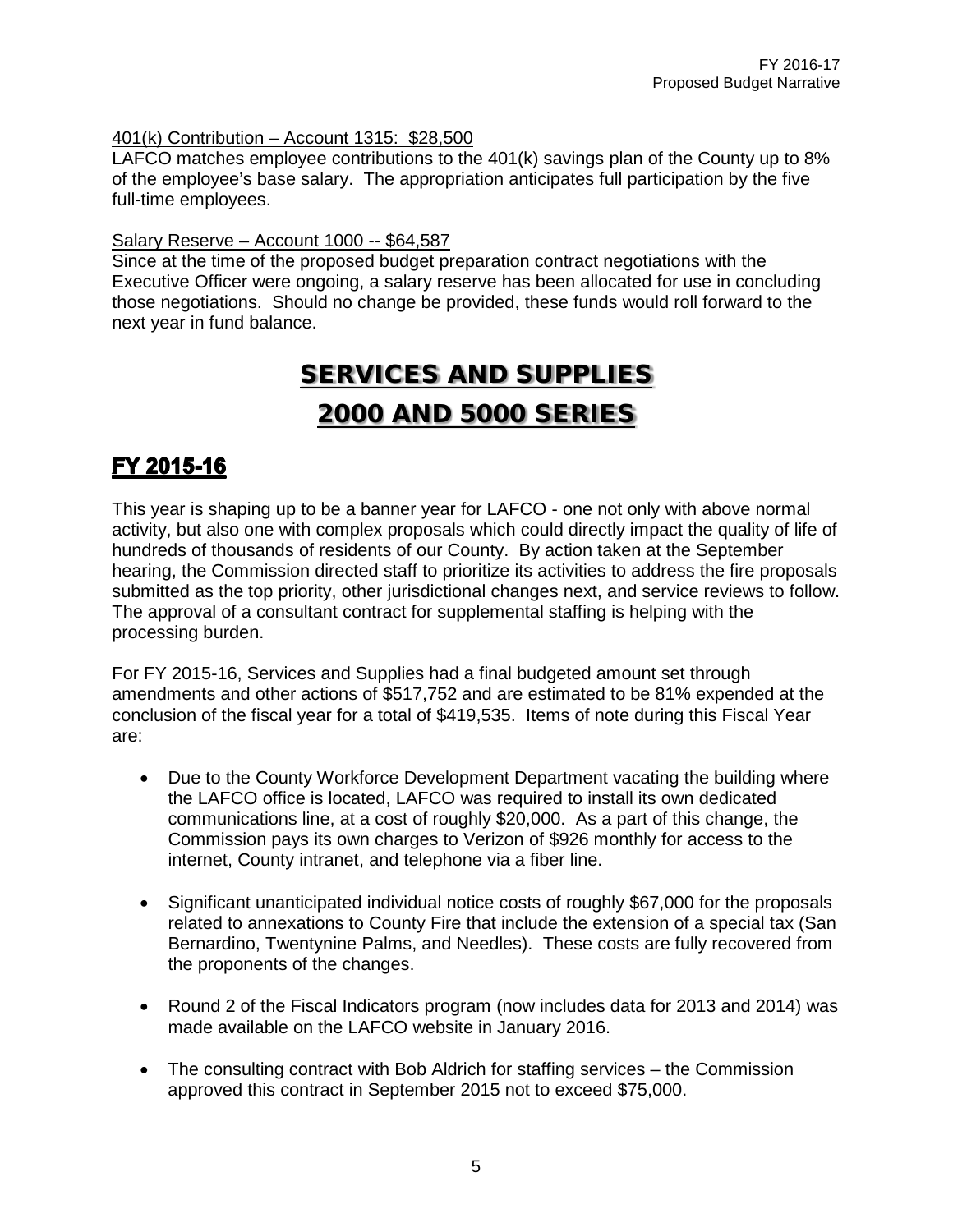401(k) Contribution – Account 1315: $28,500

LAFCO matches employee contributions to the 401(k) savings plan of the County up to 8% of the employee's base salary. The appropriation anticipates full participation by the five full-time employees.

Salary Reserve – Account 1000 -- $64,587

Since at the time of the proposed budget preparation contract negotiations with the Executive Officer were ongoing, a salary reserve has been allocated for use in concluding those negotiations. Should no change be provided, these funds would roll forward to the next year in fund balance.

# SERVICES AND SUPPLIES
# 2000 AND 5000 SERIES

## FY 2015-16

This year is shaping up to be a banner year for LAFCO - one not only with above normal activity, but also one with complex proposals which could directly impact the quality of life of hundreds of thousands of residents of our County. By action taken at the September hearing, the Commission directed staff to prioritize its activities to address the fire proposals submitted as the top priority, other jurisdictional changes next, and service reviews to follow. The approval of a consultant contract for supplemental staffing is helping with the processing burden.

For FY 2015-16, Services and Supplies had a final budgeted amount set through amendments and other actions of $517,752 and are estimated to be 81% expended at the conclusion of the fiscal year for a total of $419,535. Items of note during this Fiscal Year are:

- Due to the County Workforce Development Department vacating the building where the LAFCO office is located, LAFCO was required to install its own dedicated communications line, at a cost of roughly $20,000. As a part of this change, the Commission pays its own charges to Verizon of $926 monthly for access to the internet, County intranet, and telephone via a fiber line.
- Significant unanticipated individual notice costs of roughly $67,000 for the proposals related to annexations to County Fire that include the extension of a special tax (San Bernardino, Twentynine Palms, and Needles). These costs are fully recovered from the proponents of the changes.
- Round 2 of the Fiscal Indicators program (now includes data for 2013 and 2014) was made available on the LAFCO website in January 2016.
- The consulting contract with Bob Aldrich for staffing services – the Commission approved this contract in September 2015 not to exceed $75,000.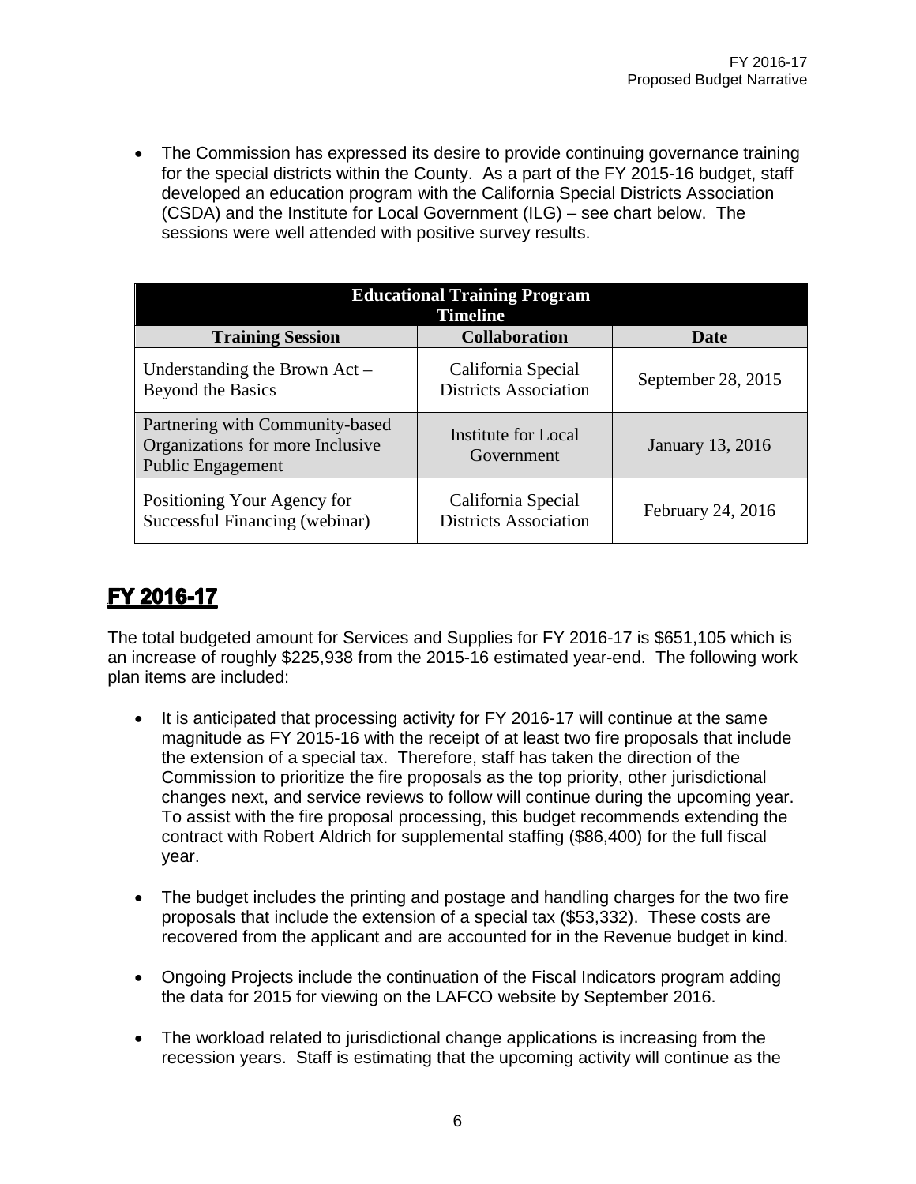- The Commission has expressed its desire to provide continuing governance training for the special districts within the County. As a part of the FY 2015-16 budget, staff developed an education program with the California Special Districts Association (CSDA) and the Institute for Local Government (ILG) – see chart below. The sessions were well attended with positive survey results.

| Educational Training Program Timeline | | |
|---|---|---|
| **Training Session** | **Collaboration** | **Date** |
| Understanding the Brown Act – Beyond the Basics | California Special Districts Association | September 28, 2015 |
| Partnering with Community-based Organizations for more Inclusive Public Engagement | Institute for Local Government | January 13, 2016 |
| Positioning Your Agency for Successful Financing (webinar) | California Special Districts Association | February 24, 2016 |

## FY 2016-17

The total budgeted amount for Services and Supplies for FY 2016-17 is $651,105 which is an increase of roughly $225,938 from the 2015-16 estimated year-end. The following work plan items are included:

- It is anticipated that processing activity for FY 2016-17 will continue at the same magnitude as FY 2015-16 with the receipt of at least two fire proposals that include the extension of a special tax. Therefore, staff has taken the direction of the Commission to prioritize the fire proposals as the top priority, other jurisdictional changes next, and service reviews to follow will continue during the upcoming year. To assist with the fire proposal processing, this budget recommends extending the contract with Robert Aldrich for supplemental staffing ($86,400) for the full fiscal year.

- The budget includes the printing and postage and handling charges for the two fire proposals that include the extension of a special tax ($53,332). These costs are recovered from the applicant and are accounted for in the Revenue budget in kind.

- Ongoing Projects include the continuation of the Fiscal Indicators program adding the data for 2015 for viewing on the LAFCO website by September 2016.

- The workload related to jurisdictional change applications is increasing from the recession years. Staff is estimating that the upcoming activity will continue as the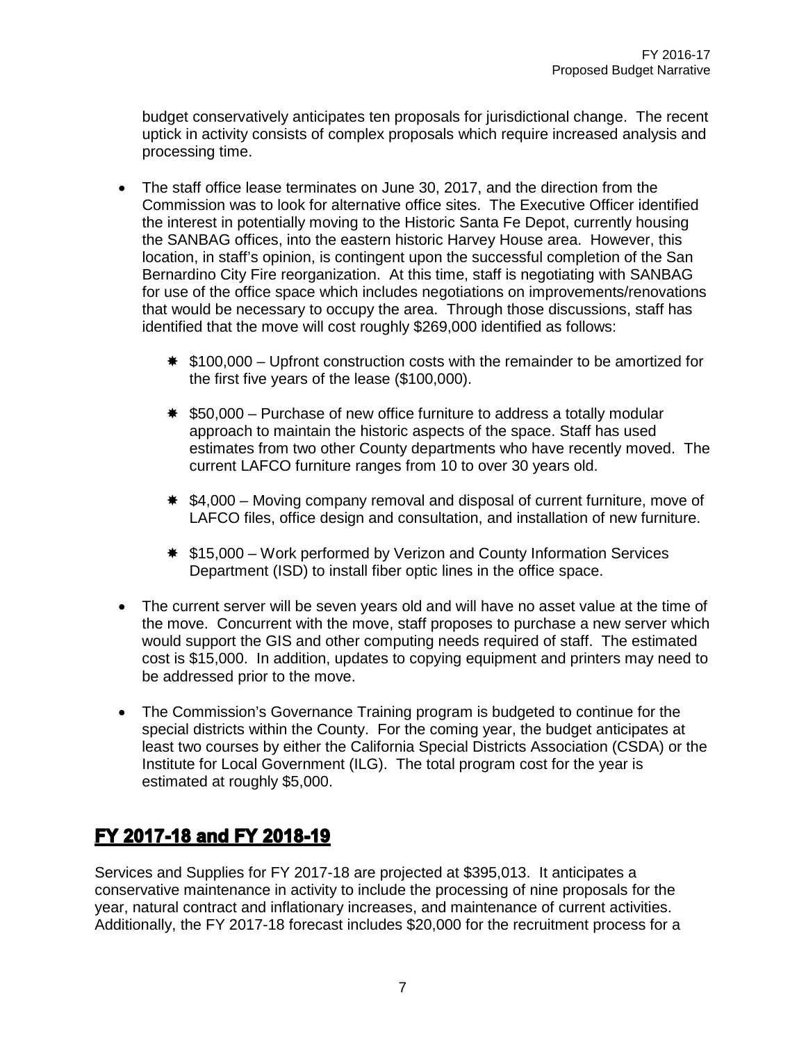budget conservatively anticipates ten proposals for jurisdictional change. The recent uptick in activity consists of complex proposals which require increased analysis and processing time.

- The staff office lease terminates on June 30, 2017, and the direction from the Commission was to look for alternative office sites. The Executive Officer identified the interest in potentially moving to the Historic Santa Fe Depot, currently housing the SANBAG offices, into the eastern historic Harvey House area. However, this location, in staff's opinion, is contingent upon the successful completion of the San Bernardino City Fire reorganization. At this time, staff is negotiating with SANBAG for use of the office space which includes negotiations on improvements/renovations that would be necessary to occupy the area. Through those discussions, staff has identified that the move will cost roughly $269,000 identified as follows:

  - $100,000 – Upfront construction costs with the remainder to be amortized for the first five years of the lease ($100,000).

  - $50,000 – Purchase of new office furniture to address a totally modular approach to maintain the historic aspects of the space. Staff has used estimates from two other County departments who have recently moved. The current LAFCO furniture ranges from 10 to over 30 years old.

  - $4,000 – Moving company removal and disposal of current furniture, move of LAFCO files, office design and consultation, and installation of new furniture.

  - $15,000 – Work performed by Verizon and County Information Services Department (ISD) to install fiber optic lines in the office space.

- The current server will be seven years old and will have no asset value at the time of the move. Concurrent with the move, staff proposes to purchase a new server which would support the GIS and other computing needs required of staff. The estimated cost is $15,000. In addition, updates to copying equipment and printers may need to be addressed prior to the move.

- The Commission's Governance Training program is budgeted to continue for the special districts within the County. For the coming year, the budget anticipates at least two courses by either the California Special Districts Association (CSDA) or the Institute for Local Government (ILG). The total program cost for the year is estimated at roughly $5,000.

## FY 2017-18 and FY 2018-19

Services and Supplies for FY 2017-18 are projected at $395,013. It anticipates a conservative maintenance in activity to include the processing of nine proposals for the year, natural contract and inflationary increases, and maintenance of current activities. Additionally, the FY 2017-18 forecast includes $20,000 for the recruitment process for a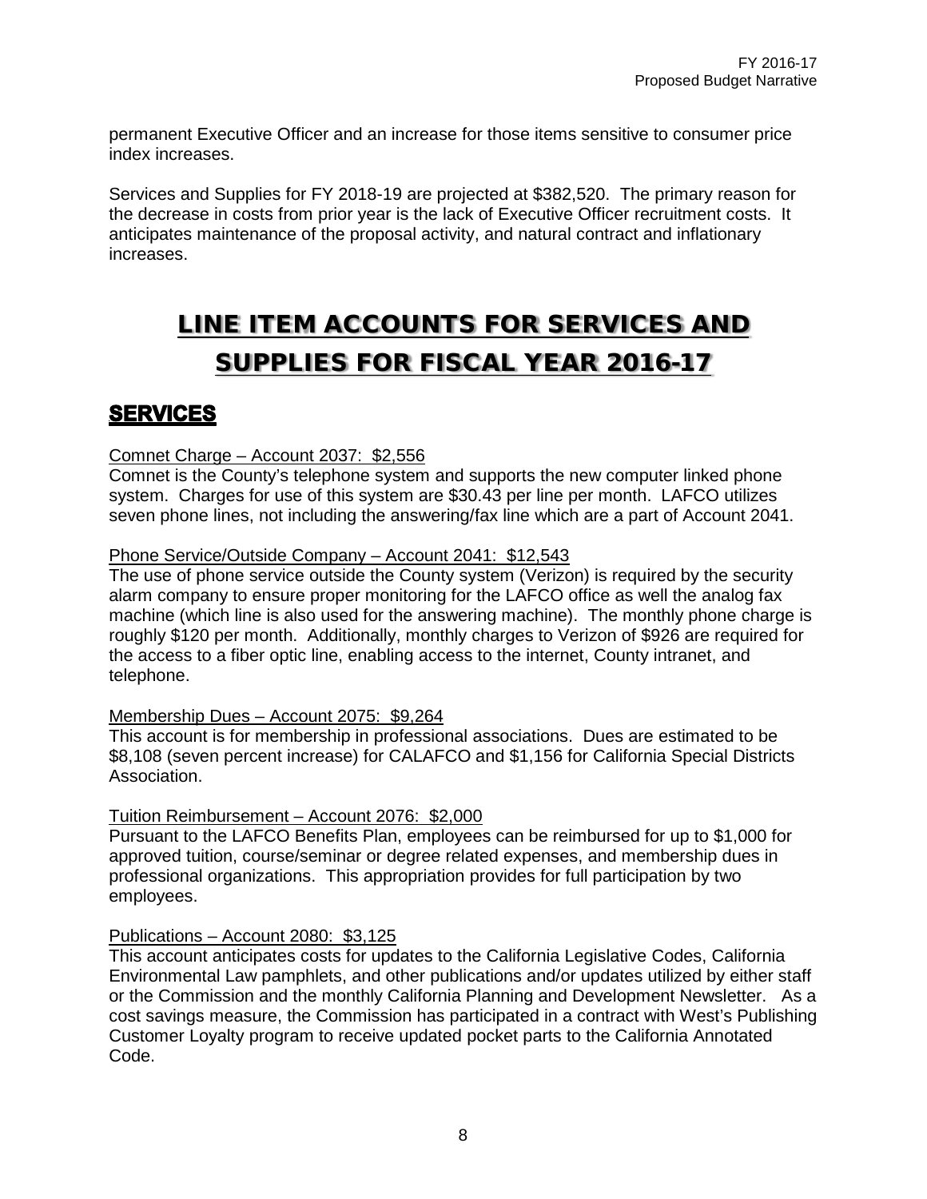permanent Executive Officer and an increase for those items sensitive to consumer price index increases.

Services and Supplies for FY 2018-19 are projected at $382,520. The primary reason for the decrease in costs from prior year is the lack of Executive Officer recruitment costs. It anticipates maintenance of the proposal activity, and natural contract and inflationary increases.

# LINE ITEM ACCOUNTS FOR SERVICES AND SUPPLIES FOR FISCAL YEAR 2016-17

## SERVICES

Comnet Charge – Account 2037: $2,556

Comnet is the County's telephone system and supports the new computer linked phone system. Charges for use of this system are $30.43 per line per month. LAFCO utilizes seven phone lines, not including the answering/fax line which are a part of Account 2041.

Phone Service/Outside Company – Account 2041: $12,543

The use of phone service outside the County system (Verizon) is required by the security alarm company to ensure proper monitoring for the LAFCO office as well the analog fax machine (which line is also used for the answering machine). The monthly phone charge is roughly $120 per month. Additionally, monthly charges to Verizon of $926 are required for the access to a fiber optic line, enabling access to the internet, County intranet, and telephone.

Membership Dues – Account 2075: $9,264

This account is for membership in professional associations. Dues are estimated to be $8,108 (seven percent increase) for CALAFCO and $1,156 for California Special Districts Association.

Tuition Reimbursement – Account 2076: $2,000

Pursuant to the LAFCO Benefits Plan, employees can be reimbursed for up to $1,000 for approved tuition, course/seminar or degree related expenses, and membership dues in professional organizations. This appropriation provides for full participation by two employees.

Publications – Account 2080: $3,125

This account anticipates costs for updates to the California Legislative Codes, California Environmental Law pamphlets, and other publications and/or updates utilized by either staff or the Commission and the monthly California Planning and Development Newsletter. As a cost savings measure, the Commission has participated in a contract with West's Publishing Customer Loyalty program to receive updated pocket parts to the California Annotated Code.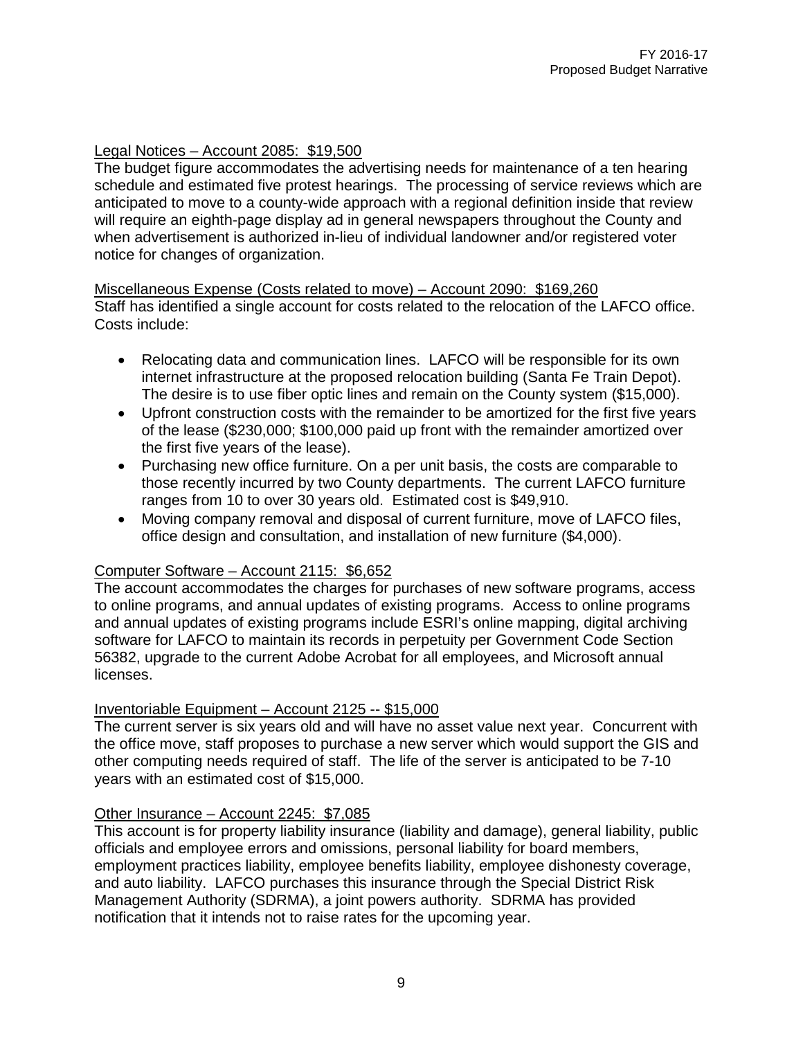Legal Notices – Account 2085: $19,500

The budget figure accommodates the advertising needs for maintenance of a ten hearing schedule and estimated five protest hearings. The processing of service reviews which are anticipated to move to a county-wide approach with a regional definition inside that review will require an eighth-page display ad in general newspapers throughout the County and when advertisement is authorized in-lieu of individual landowner and/or registered voter notice for changes of organization.

Miscellaneous Expense (Costs related to move) – Account 2090: $169,260

Staff has identified a single account for costs related to the relocation of the LAFCO office. Costs include:

- Relocating data and communication lines. LAFCO will be responsible for its own internet infrastructure at the proposed relocation building (Santa Fe Train Depot). The desire is to use fiber optic lines and remain on the County system ($15,000).
- Upfront construction costs with the remainder to be amortized for the first five years of the lease ($230,000; $100,000 paid up front with the remainder amortized over the first five years of the lease).
- Purchasing new office furniture. On a per unit basis, the costs are comparable to those recently incurred by two County departments. The current LAFCO furniture ranges from 10 to over 30 years old. Estimated cost is $49,910.
- Moving company removal and disposal of current furniture, move of LAFCO files, office design and consultation, and installation of new furniture ($4,000).

Computer Software – Account 2115: $6,652

The account accommodates the charges for purchases of new software programs, access to online programs, and annual updates of existing programs. Access to online programs and annual updates of existing programs include ESRI's online mapping, digital archiving software for LAFCO to maintain its records in perpetuity per Government Code Section 56382, upgrade to the current Adobe Acrobat for all employees, and Microsoft annual licenses.

Inventoriable Equipment – Account 2125 -- $15,000

The current server is six years old and will have no asset value next year. Concurrent with the office move, staff proposes to purchase a new server which would support the GIS and other computing needs required of staff. The life of the server is anticipated to be 7-10 years with an estimated cost of $15,000.

Other Insurance – Account 2245: $7,085

This account is for property liability insurance (liability and damage), general liability, public officials and employee errors and omissions, personal liability for board members, employment practices liability, employee benefits liability, employee dishonesty coverage, and auto liability. LAFCO purchases this insurance through the Special District Risk Management Authority (SDRMA), a joint powers authority. SDRMA has provided notification that it intends not to raise rates for the upcoming year.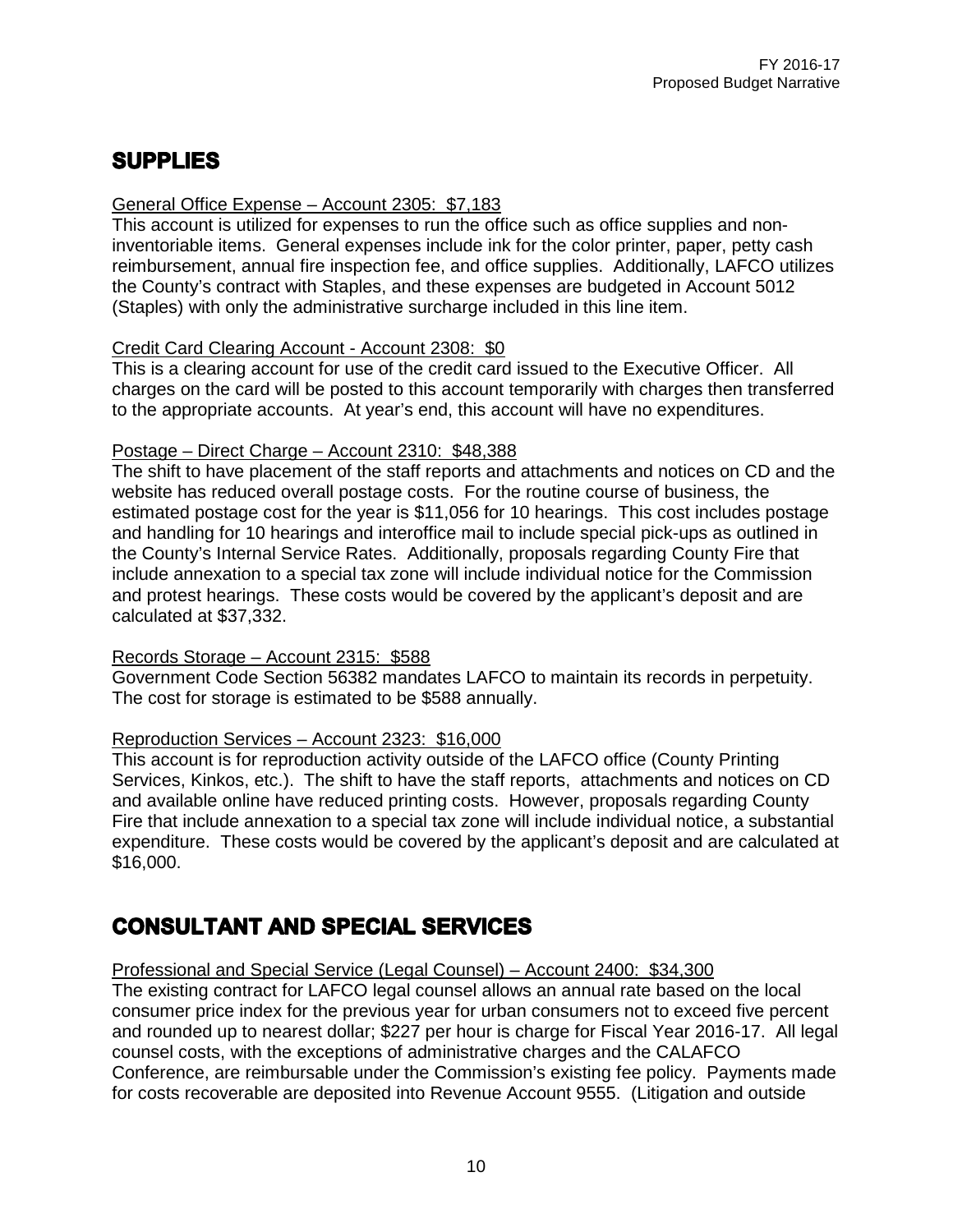## SUPPLIES

General Office Expense – Account 2305: $7,183

This account is utilized for expenses to run the office such as office supplies and non-inventoriable items. General expenses include ink for the color printer, paper, petty cash reimbursement, annual fire inspection fee, and office supplies. Additionally, LAFCO utilizes the County's contract with Staples, and these expenses are budgeted in Account 5012 (Staples) with only the administrative surcharge included in this line item.

Credit Card Clearing Account - Account 2308: $0

This is a clearing account for use of the credit card issued to the Executive Officer. All charges on the card will be posted to this account temporarily with charges then transferred to the appropriate accounts. At year's end, this account will have no expenditures.

Postage – Direct Charge – Account 2310: $48,388

The shift to have placement of the staff reports and attachments and notices on CD and the website has reduced overall postage costs. For the routine course of business, the estimated postage cost for the year is $11,056 for 10 hearings. This cost includes postage and handling for 10 hearings and interoffice mail to include special pick-ups as outlined in the County's Internal Service Rates. Additionally, proposals regarding County Fire that include annexation to a special tax zone will include individual notice for the Commission and protest hearings. These costs would be covered by the applicant's deposit and are calculated at $37,332.

Records Storage – Account 2315: $588

Government Code Section 56382 mandates LAFCO to maintain its records in perpetuity. The cost for storage is estimated to be $588 annually.

Reproduction Services – Account 2323: $16,000

This account is for reproduction activity outside of the LAFCO office (County Printing Services, Kinkos, etc.). The shift to have the staff reports, attachments and notices on CD and available online have reduced printing costs. However, proposals regarding County Fire that include annexation to a special tax zone will include individual notice, a substantial expenditure. These costs would be covered by the applicant's deposit and are calculated at $16,000.

## CONSULTANT AND SPECIAL SERVICES

Professional and Special Service (Legal Counsel) – Account 2400: $34,300

The existing contract for LAFCO legal counsel allows an annual rate based on the local consumer price index for the previous year for urban consumers not to exceed five percent and rounded up to nearest dollar; $227 per hour is charge for Fiscal Year 2016-17. All legal counsel costs, with the exceptions of administrative charges and the CALAFCO Conference, are reimbursable under the Commission's existing fee policy. Payments made for costs recoverable are deposited into Revenue Account 9555. (Litigation and outside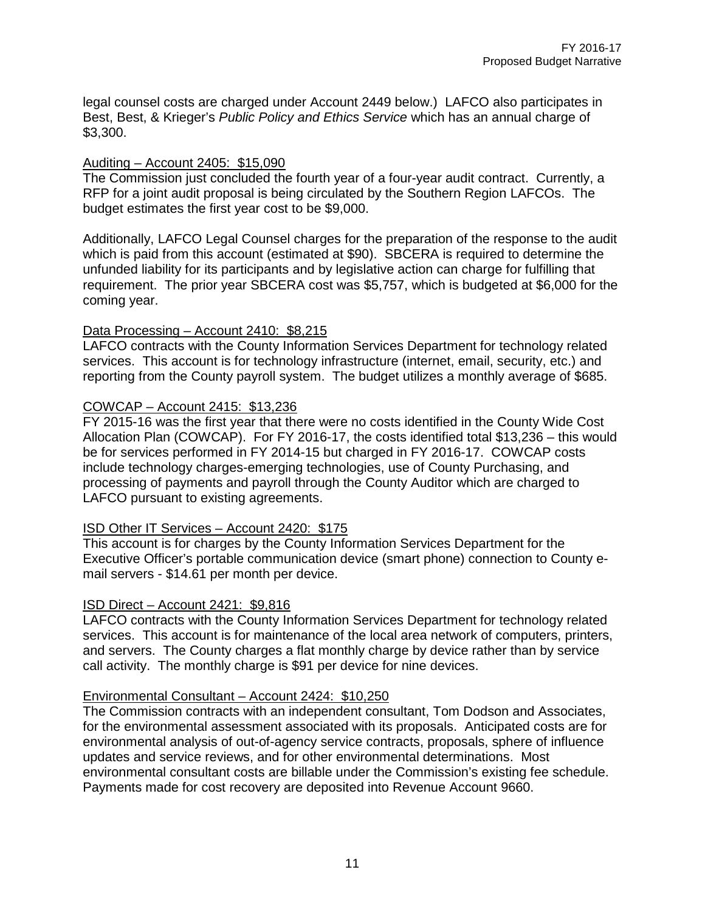legal counsel costs are charged under Account 2449 below.) LAFCO also participates in Best, Best, & Krieger's *Public Policy and Ethics Service* which has an annual charge of $3,300.

<u>Auditing – Account 2405: $15,090</u>

The Commission just concluded the fourth year of a four-year audit contract. Currently, a RFP for a joint audit proposal is being circulated by the Southern Region LAFCOs. The budget estimates the first year cost to be $9,000.

Additionally, LAFCO Legal Counsel charges for the preparation of the response to the audit which is paid from this account (estimated at $90). SBCERA is required to determine the unfunded liability for its participants and by legislative action can charge for fulfilling that requirement. The prior year SBCERA cost was $5,757, which is budgeted at $6,000 for the coming year.

<u>Data Processing – Account 2410: $8,215</u>

LAFCO contracts with the County Information Services Department for technology related services. This account is for technology infrastructure (internet, email, security, etc.) and reporting from the County payroll system. The budget utilizes a monthly average of $685.

<u>COWCAP – Account 2415: $13,236</u>

FY 2015-16 was the first year that there were no costs identified in the County Wide Cost Allocation Plan (COWCAP). For FY 2016-17, the costs identified total $13,236 – this would be for services performed in FY 2014-15 but charged in FY 2016-17. COWCAP costs include technology charges-emerging technologies, use of County Purchasing, and processing of payments and payroll through the County Auditor which are charged to LAFCO pursuant to existing agreements.

<u>ISD Other IT Services – Account 2420: $175</u>

This account is for charges by the County Information Services Department for the Executive Officer's portable communication device (smart phone) connection to County e-mail servers - $14.61 per month per device.

<u>ISD Direct – Account 2421: $9,816</u>

LAFCO contracts with the County Information Services Department for technology related services. This account is for maintenance of the local area network of computers, printers, and servers. The County charges a flat monthly charge by device rather than by service call activity. The monthly charge is $91 per device for nine devices.

<u>Environmental Consultant – Account 2424: $10,250</u>

The Commission contracts with an independent consultant, Tom Dodson and Associates, for the environmental assessment associated with its proposals. Anticipated costs are for environmental analysis of out-of-agency service contracts, proposals, sphere of influence updates and service reviews, and for other environmental determinations. Most environmental consultant costs are billable under the Commission's existing fee schedule. Payments made for cost recovery are deposited into Revenue Account 9660.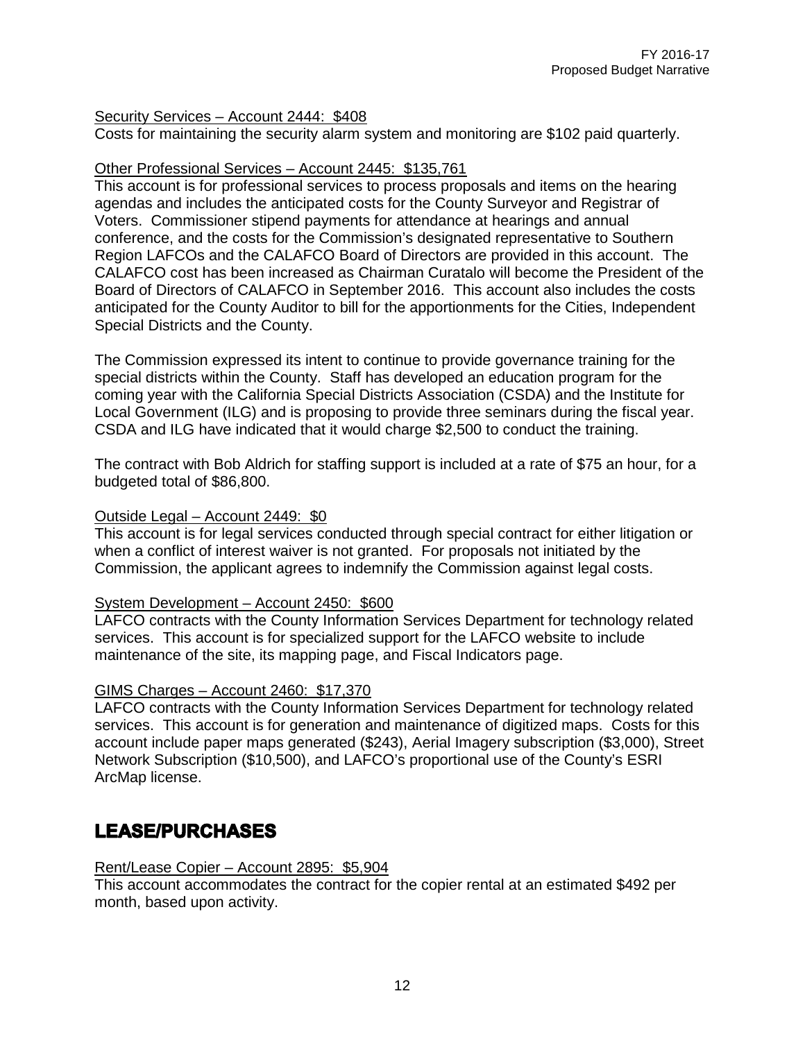Security Services – Account 2444: $408

Costs for maintaining the security alarm system and monitoring are $102 paid quarterly.

Other Professional Services – Account 2445: $135,761

This account is for professional services to process proposals and items on the hearing agendas and includes the anticipated costs for the County Surveyor and Registrar of Voters. Commissioner stipend payments for attendance at hearings and annual conference, and the costs for the Commission's designated representative to Southern Region LAFCOs and the CALAFCO Board of Directors are provided in this account. The CALAFCO cost has been increased as Chairman Curatalo will become the President of the Board of Directors of CALAFCO in September 2016. This account also includes the costs anticipated for the County Auditor to bill for the apportionments for the Cities, Independent Special Districts and the County.

The Commission expressed its intent to continue to provide governance training for the special districts within the County. Staff has developed an education program for the coming year with the California Special Districts Association (CSDA) and the Institute for Local Government (ILG) and is proposing to provide three seminars during the fiscal year. CSDA and ILG have indicated that it would charge $2,500 to conduct the training.

The contract with Bob Aldrich for staffing support is included at a rate of $75 an hour, for a budgeted total of $86,800.

Outside Legal – Account 2449: $0

This account is for legal services conducted through special contract for either litigation or when a conflict of interest waiver is not granted. For proposals not initiated by the Commission, the applicant agrees to indemnify the Commission against legal costs.

System Development – Account 2450: $600

LAFCO contracts with the County Information Services Department for technology related services. This account is for specialized support for the LAFCO website to include maintenance of the site, its mapping page, and Fiscal Indicators page.

GIMS Charges – Account 2460: $17,370

LAFCO contracts with the County Information Services Department for technology related services. This account is for generation and maintenance of digitized maps. Costs for this account include paper maps generated ($243), Aerial Imagery subscription ($3,000), Street Network Subscription ($10,500), and LAFCO's proportional use of the County's ESRI ArcMap license.

## LEASE/PURCHASES

Rent/Lease Copier – Account 2895: $5,904

This account accommodates the contract for the copier rental at an estimated $492 per month, based upon activity.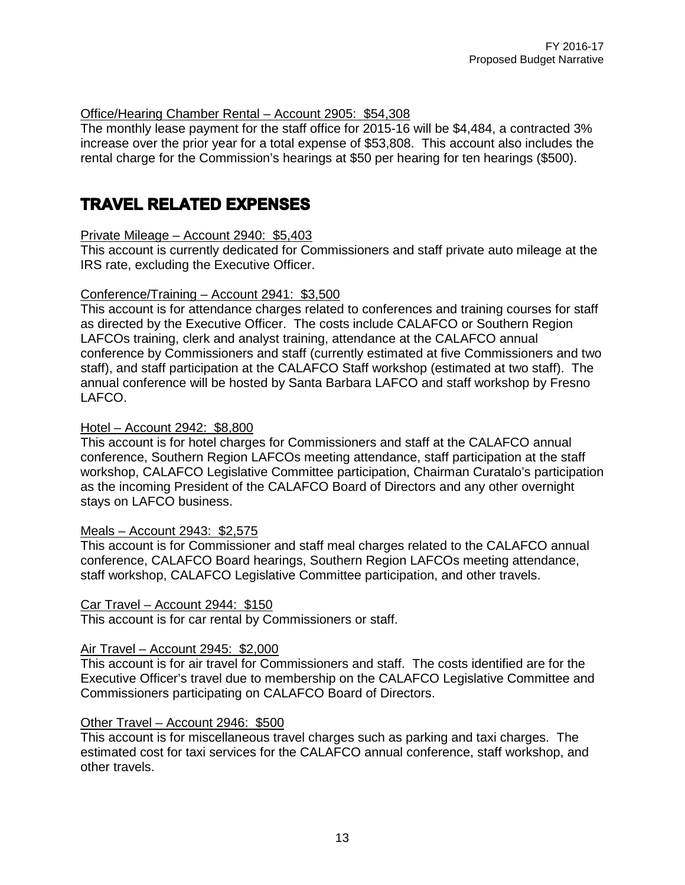Office/Hearing Chamber Rental – Account 2905:  $54,308

The monthly lease payment for the staff office for 2015-16 will be $4,484, a contracted 3% increase over the prior year for a total expense of $53,808.  This account also includes the rental charge for the Commission's hearings at $50 per hearing for ten hearings ($500).

# TRAVEL RELATED EXPENSES

Private Mileage – Account 2940:  $5,403

This account is currently dedicated for Commissioners and staff private auto mileage at the IRS rate, excluding the Executive Officer.

Conference/Training – Account 2941:  $3,500

This account is for attendance charges related to conferences and training courses for staff as directed by the Executive Officer.  The costs include CALAFCO or Southern Region LAFCOs training, clerk and analyst training, attendance at the CALAFCO annual conference by Commissioners and staff (currently estimated at five Commissioners and two staff), and staff participation at the CALAFCO Staff workshop (estimated at two staff).  The annual conference will be hosted by Santa Barbara LAFCO and staff workshop by Fresno LAFCO.

Hotel – Account 2942:  $8,800

This account is for hotel charges for Commissioners and staff at the CALAFCO annual conference, Southern Region LAFCOs meeting attendance, staff participation at the staff workshop, CALAFCO Legislative Committee participation, Chairman Curatalo's participation as the incoming President of the CALAFCO Board of Directors and any other overnight stays on LAFCO business.

Meals – Account 2943:  $2,575

This account is for Commissioner and staff meal charges related to the CALAFCO annual conference, CALAFCO Board hearings, Southern Region LAFCOs meeting attendance, staff workshop, CALAFCO Legislative Committee participation, and other travels.

Car Travel – Account 2944:  $150

This account is for car rental by Commissioners or staff.

Air Travel – Account 2945:  $2,000

This account is for air travel for Commissioners and staff.  The costs identified are for the Executive Officer's travel due to membership on the CALAFCO Legislative Committee and Commissioners participating on CALAFCO Board of Directors.

Other Travel – Account 2946:  $500

This account is for miscellaneous travel charges such as parking and taxi charges.  The estimated cost for taxi services for the CALAFCO annual conference, staff workshop, and other travels.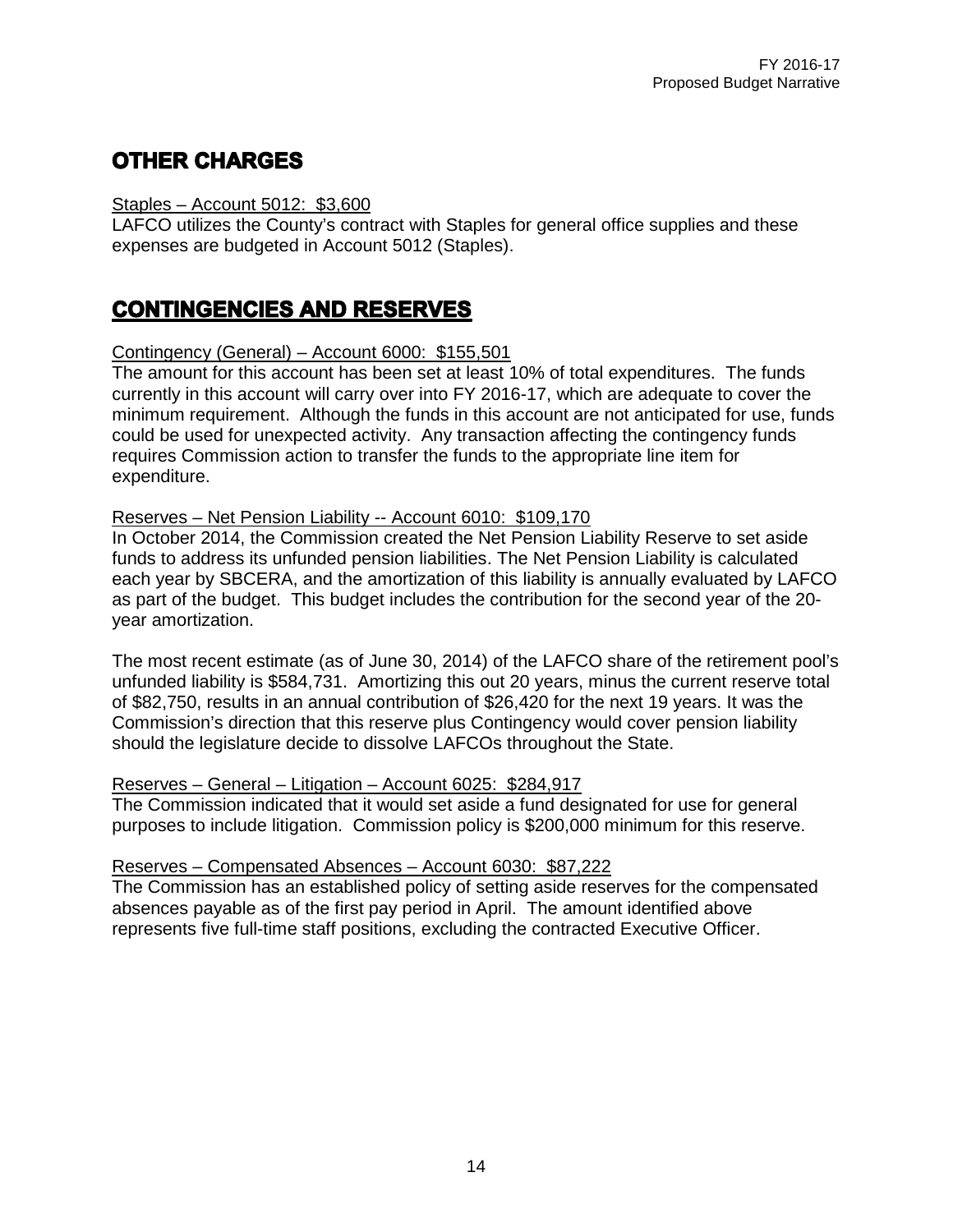## OTHER CHARGES

Staples – Account 5012: $3,600

LAFCO utilizes the County's contract with Staples for general office supplies and these expenses are budgeted in Account 5012 (Staples).

## CONTINGENCIES AND RESERVES

Contingency (General) – Account 6000: $155,501

The amount for this account has been set at least 10% of total expenditures. The funds currently in this account will carry over into FY 2016-17, which are adequate to cover the minimum requirement. Although the funds in this account are not anticipated for use, funds could be used for unexpected activity. Any transaction affecting the contingency funds requires Commission action to transfer the funds to the appropriate line item for expenditure.

Reserves – Net Pension Liability -- Account 6010: $109,170

In October 2014, the Commission created the Net Pension Liability Reserve to set aside funds to address its unfunded pension liabilities. The Net Pension Liability is calculated each year by SBCERA, and the amortization of this liability is annually evaluated by LAFCO as part of the budget. This budget includes the contribution for the second year of the 20-year amortization.

The most recent estimate (as of June 30, 2014) of the LAFCO share of the retirement pool's unfunded liability is $584,731. Amortizing this out 20 years, minus the current reserve total of $82,750, results in an annual contribution of $26,420 for the next 19 years. It was the Commission's direction that this reserve plus Contingency would cover pension liability should the legislature decide to dissolve LAFCOs throughout the State.

Reserves – General – Litigation – Account 6025: $284,917

The Commission indicated that it would set aside a fund designated for use for general purposes to include litigation. Commission policy is $200,000 minimum for this reserve.

Reserves – Compensated Absences – Account 6030: $87,222

The Commission has an established policy of setting aside reserves for the compensated absences payable as of the first pay period in April. The amount identified above represents five full-time staff positions, excluding the contracted Executive Officer.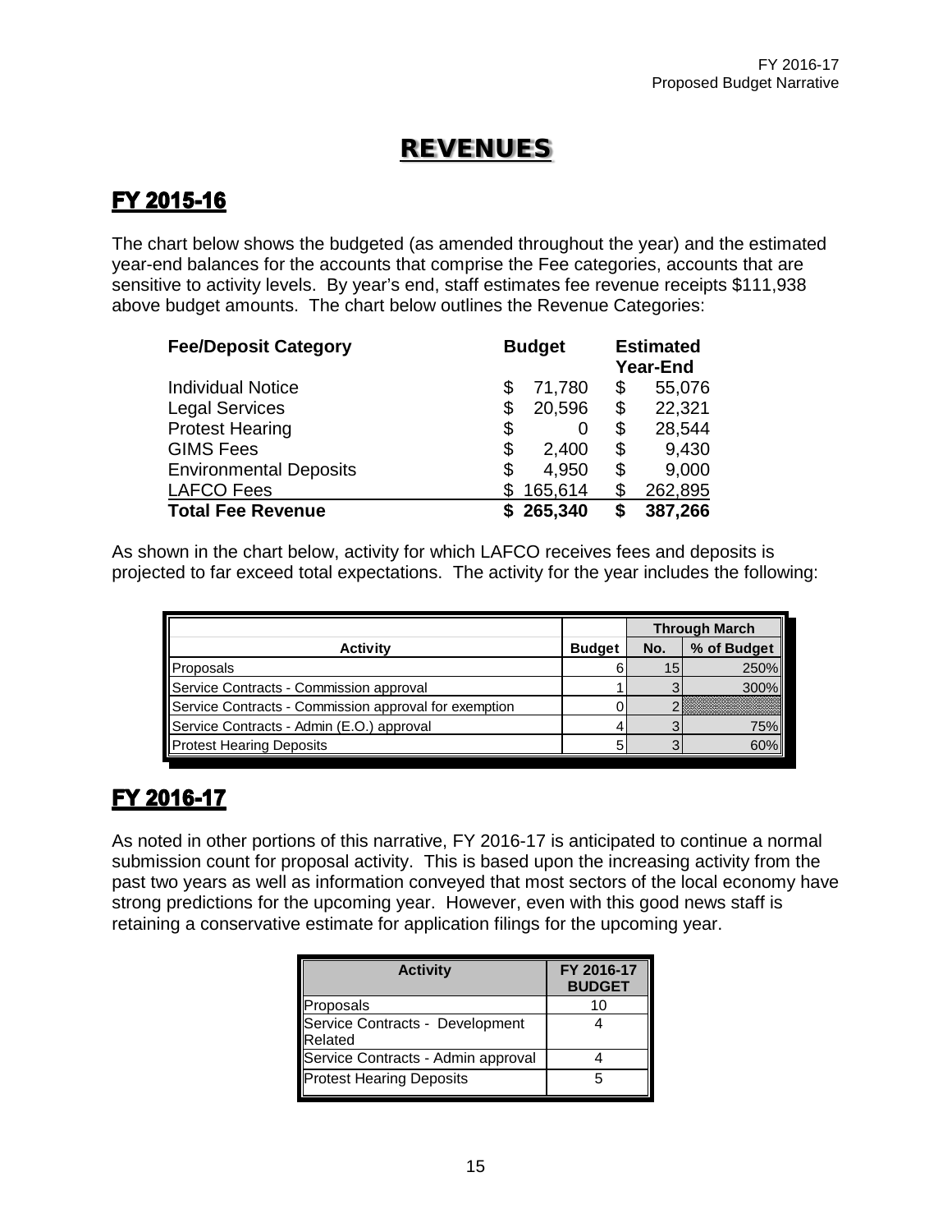# REVENUES

## FY 2015-16

The chart below shows the budgeted (as amended throughout the year) and the estimated year-end balances for the accounts that comprise the Fee categories, accounts that are sensitive to activity levels. By year's end, staff estimates fee revenue receipts $111,938 above budget amounts. The chart below outlines the Revenue Categories:

| Fee/Deposit Category | Budget | Estimated Year-End |
|---|---|---|
| Individual Notice | $ 71,780 | $ 55,076 |
| Legal Services | $ 20,596 | $ 22,321 |
| Protest Hearing | $ 0 | $ 28,544 |
| GIMS Fees | $ 2,400 | $ 9,430 |
| Environmental Deposits | $ 4,950 | $ 9,000 |
| LAFCO Fees | $ 165,614 | $ 262,895 |
| **Total Fee Revenue** | **$ 265,340** | **$ 387,266** |

As shown in the chart below, activity for which LAFCO receives fees and deposits is projected to far exceed total expectations. The activity for the year includes the following:

| | | Through March | |
|---|---|---|---|
| **Activity** | **Budget** | **No.** | **% of Budget** |
| Proposals | 6 | 15 | 250% |
| Service Contracts - Commission approval | 1 | 3 | 300% |
| Service Contracts - Commission approval for exemption | 0 | 2 | |
| Service Contracts - Admin (E.O.) approval | 4 | 3 | 75% |
| Protest Hearing Deposits | 5 | 3 | 60% |

## FY 2016-17

As noted in other portions of this narrative, FY 2016-17 is anticipated to continue a normal submission count for proposal activity. This is based upon the increasing activity from the past two years as well as information conveyed that most sectors of the local economy have strong predictions for the upcoming year. However, even with this good news staff is retaining a conservative estimate for application filings for the upcoming year.

| Activity | FY 2016-17 BUDGET |
|---|---|
| Proposals | 10 |
| Service Contracts - Development Related | 4 |
| Service Contracts - Admin approval | 4 |
| Protest Hearing Deposits | 5 |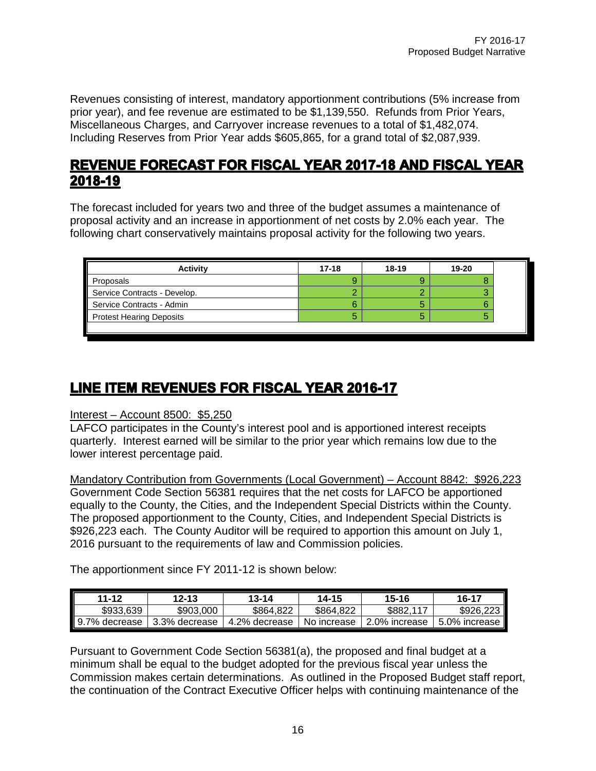Revenues consisting of interest, mandatory apportionment contributions (5% increase from prior year), and fee revenue are estimated to be $1,139,550. Refunds from Prior Years, Miscellaneous Charges, and Carryover increase revenues to a total of $1,482,074. Including Reserves from Prior Year adds $605,865, for a grand total of $2,087,939.

## REVENUE FORECAST FOR FISCAL YEAR 2017-18 AND FISCAL YEAR 2018-19

The forecast included for years two and three of the budget assumes a maintenance of proposal activity and an increase in apportionment of net costs by 2.0% each year. The following chart conservatively maintains proposal activity for the following two years.

| Activity | 17-18 | 18-19 | 19-20 |
|---|---|---|---|
| Proposals | 9 | 9 | 8 |
| Service Contracts - Develop. | 2 | 2 | 3 |
| Service Contracts - Admin | 6 | 5 | 6 |
| Protest Hearing Deposits | 5 | 5 | 5 |

## LINE ITEM REVENUES FOR FISCAL YEAR 2016-17

Interest – Account 8500: $5,250

LAFCO participates in the County's interest pool and is apportioned interest receipts quarterly. Interest earned will be similar to the prior year which remains low due to the lower interest percentage paid.

Mandatory Contribution from Governments (Local Government) – Account 8842: $926,223

Government Code Section 56381 requires that the net costs for LAFCO be apportioned equally to the County, the Cities, and the Independent Special Districts within the County. The proposed apportionment to the County, Cities, and Independent Special Districts is $926,223 each. The County Auditor will be required to apportion this amount on July 1, 2016 pursuant to the requirements of law and Commission policies.

The apportionment since FY 2011-12 is shown below:

| 11-12 | 12-13 | 13-14 | 14-15 | 15-16 | 16-17 |
|---|---|---|---|---|---|
| $933,639 | $903,000 | $864,822 | $864,822 | $882,117 | $926,223 |
| 9.7% decrease | 3.3% decrease | 4.2% decrease | No increase | 2.0% increase | 5.0% increase |

Pursuant to Government Code Section 56381(a), the proposed and final budget at a minimum shall be equal to the budget adopted for the previous fiscal year unless the Commission makes certain determinations. As outlined in the Proposed Budget staff report, the continuation of the Contract Executive Officer helps with continuing maintenance of the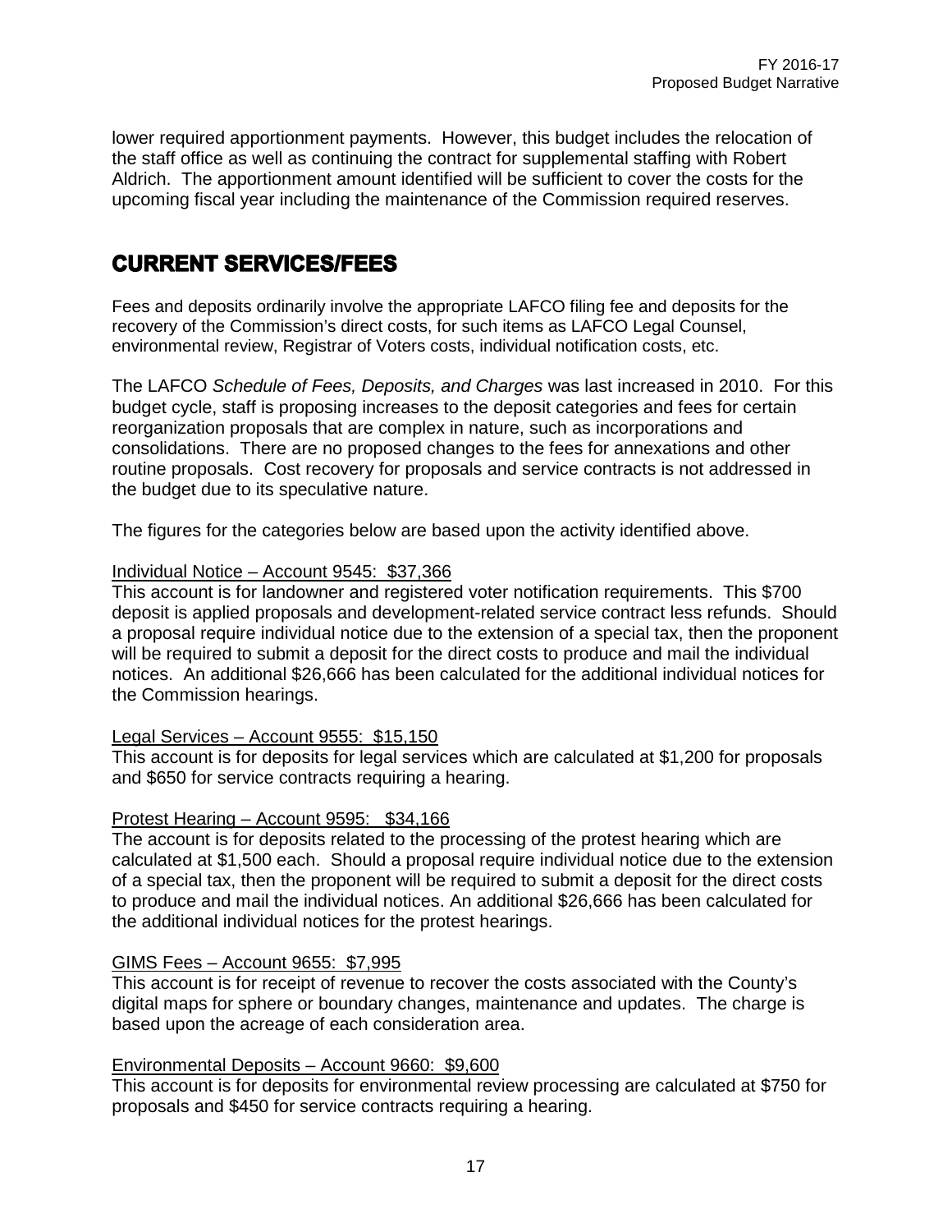lower required apportionment payments. However, this budget includes the relocation of the staff office as well as continuing the contract for supplemental staffing with Robert Aldrich. The apportionment amount identified will be sufficient to cover the costs for the upcoming fiscal year including the maintenance of the Commission required reserves.

## CURRENT SERVICES/FEES

Fees and deposits ordinarily involve the appropriate LAFCO filing fee and deposits for the recovery of the Commission's direct costs, for such items as LAFCO Legal Counsel, environmental review, Registrar of Voters costs, individual notification costs, etc.

The LAFCO *Schedule of Fees, Deposits, and Charges* was last increased in 2010. For this budget cycle, staff is proposing increases to the deposit categories and fees for certain reorganization proposals that are complex in nature, such as incorporations and consolidations. There are no proposed changes to the fees for annexations and other routine proposals. Cost recovery for proposals and service contracts is not addressed in the budget due to its speculative nature.

The figures for the categories below are based upon the activity identified above.

<u>Individual Notice – Account 9545: $37,366</u>
This account is for landowner and registered voter notification requirements. This $700 deposit is applied proposals and development-related service contract less refunds. Should a proposal require individual notice due to the extension of a special tax, then the proponent will be required to submit a deposit for the direct costs to produce and mail the individual notices. An additional $26,666 has been calculated for the additional individual notices for the Commission hearings.

<u>Legal Services – Account 9555: $15,150</u>
This account is for deposits for legal services which are calculated at $1,200 for proposals and $650 for service contracts requiring a hearing.

<u>Protest Hearing – Account 9595: $34,166</u>
The account is for deposits related to the processing of the protest hearing which are calculated at $1,500 each. Should a proposal require individual notice due to the extension of a special tax, then the proponent will be required to submit a deposit for the direct costs to produce and mail the individual notices. An additional $26,666 has been calculated for the additional individual notices for the protest hearings.

<u>GIMS Fees – Account 9655: $7,995</u>
This account is for receipt of revenue to recover the costs associated with the County's digital maps for sphere or boundary changes, maintenance and updates. The charge is based upon the acreage of each consideration area.

<u>Environmental Deposits – Account 9660: $9,600</u>
This account is for deposits for environmental review processing are calculated at $750 for proposals and $450 for service contracts requiring a hearing.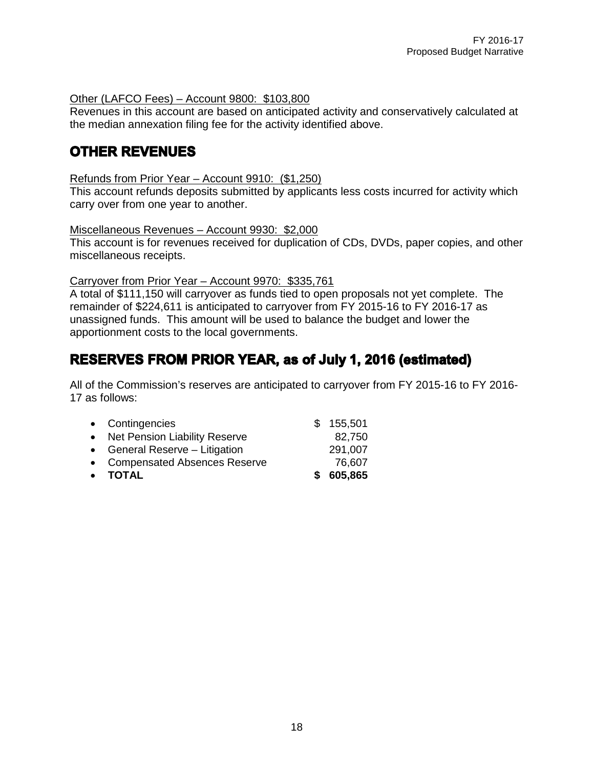Other (LAFCO Fees) – Account 9800: $103,800

Revenues in this account are based on anticipated activity and conservatively calculated at the median annexation filing fee for the activity identified above.

## OTHER REVENUES

Refunds from Prior Year – Account 9910: ($1,250)

This account refunds deposits submitted by applicants less costs incurred for activity which carry over from one year to another.

Miscellaneous Revenues – Account 9930: $2,000

This account is for revenues received for duplication of CDs, DVDs, paper copies, and other miscellaneous receipts.

Carryover from Prior Year – Account 9970: $335,761

A total of $111,150 will carryover as funds tied to open proposals not yet complete. The remainder of $224,611 is anticipated to carryover from FY 2015-16 to FY 2016-17 as unassigned funds. This amount will be used to balance the budget and lower the apportionment costs to the local governments.

## RESERVES FROM PRIOR YEAR, as of July 1, 2016 (estimated)

All of the Commission's reserves are anticipated to carryover from FY 2015-16 to FY 2016-17 as follows:

| | |
|---|---|
| • Contingencies | $ 155,501 |
| • Net Pension Liability Reserve | 82,750 |
| • General Reserve – Litigation | 291,007 |
| • Compensated Absences Reserve | 76,607 |
| • **TOTAL** | **$ 605,865** |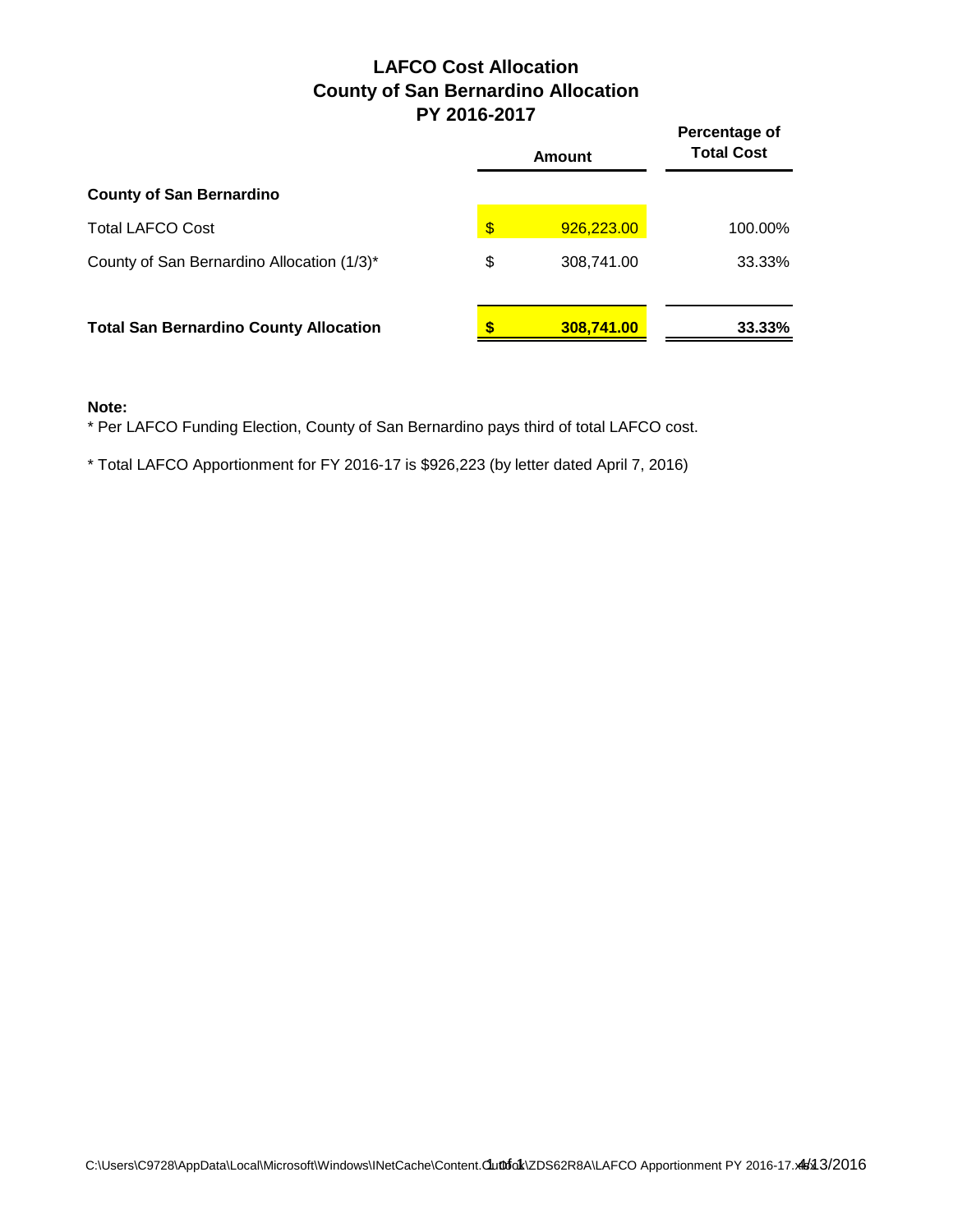# LAFCO Cost Allocation
## County of San Bernardino Allocation
## PY 2016-2017

| | Amount | | Percentage of Total Cost |
|---|---|---|---|
| **County of San Bernardino** | | | |
| Total LAFCO Cost | $ | 926,223.00 | 100.00% |
| County of San Bernardino Allocation (1/3)* | $ | 308,741.00 | 33.33% |
| **Total San Bernardino County Allocation** | **$** | **308,741.00** | **33.33%** |

**Note:**

* Per LAFCO Funding Election, County of San Bernardino pays third of total LAFCO cost.

* Total LAFCO Apportionment for FY 2016-17 is $926,223 (by letter dated April 7, 2016)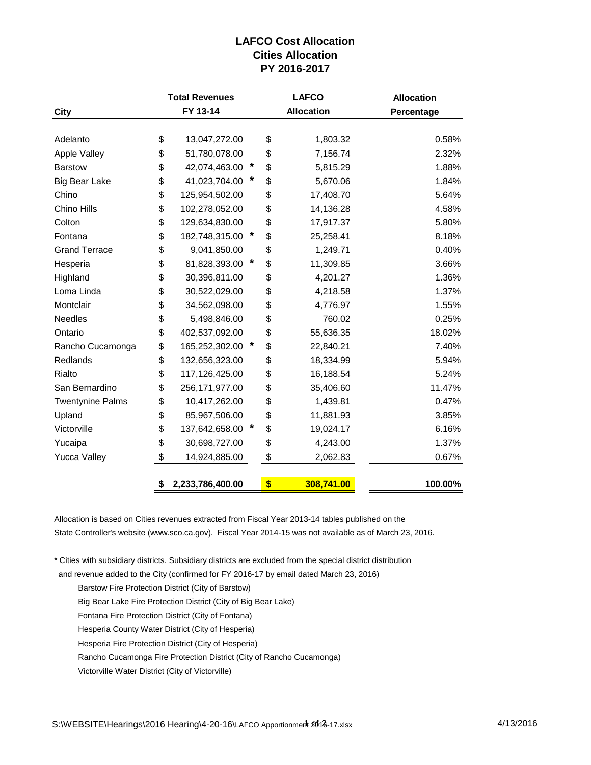# LAFCO Cost Allocation
## Cities Allocation
## PY 2016-2017

| City | Total Revenues FY 13-14 | | LAFCO Allocation | Allocation Percentage |
|---|---|---|---|---|
| Adelanto | $ 13,047,272.00 | | $ 1,803.32 | 0.58% |
| Apple Valley | $ 51,780,078.00 | | $ 7,156.74 | 2.32% |
| Barstow | $ 42,074,463.00 | * | $ 5,815.29 | 1.88% |
| Big Bear Lake | $ 41,023,704.00 | * | $ 5,670.06 | 1.84% |
| Chino | $ 125,954,502.00 | | $ 17,408.70 | 5.64% |
| Chino Hills | $ 102,278,052.00 | | $ 14,136.28 | 4.58% |
| Colton | $ 129,634,830.00 | | $ 17,917.37 | 5.80% |
| Fontana | $ 182,748,315.00 | * | $ 25,258.41 | 8.18% |
| Grand Terrace | $ 9,041,850.00 | | $ 1,249.71 | 0.40% |
| Hesperia | $ 81,828,393.00 | * | $ 11,309.85 | 3.66% |
| Highland | $ 30,396,811.00 | | $ 4,201.27 | 1.36% |
| Loma Linda | $ 30,522,029.00 | | $ 4,218.58 | 1.37% |
| Montclair | $ 34,562,098.00 | | $ 4,776.97 | 1.55% |
| Needles | $ 5,498,846.00 | | $ 760.02 | 0.25% |
| Ontario | $ 402,537,092.00 | | $ 55,636.35 | 18.02% |
| Rancho Cucamonga | $ 165,252,302.00 | * | $ 22,840.21 | 7.40% |
| Redlands | $ 132,656,323.00 | | $ 18,334.99 | 5.94% |
| Rialto | $ 117,126,425.00 | | $ 16,188.54 | 5.24% |
| San Bernardino | $ 256,171,977.00 | | $ 35,406.60 | 11.47% |
| Twentynine Palms | $ 10,417,262.00 | | $ 1,439.81 | 0.47% |
| Upland | $ 85,967,506.00 | | $ 11,881.93 | 3.85% |
| Victorville | $ 137,642,658.00 | * | $ 19,024.17 | 6.16% |
| Yucaipa | $ 30,698,727.00 | | $ 4,243.00 | 1.37% |
| Yucca Valley | $ 14,924,885.00 | | $ 2,062.83 | 0.67% |
| | **$ 2,233,786,400.00** | | **$ 308,741.00** | **100.00%** |

Allocation is based on Cities revenues extracted from Fiscal Year 2013-14 tables published on the State Controller's website (www.sco.ca.gov). Fiscal Year 2014-15 was not available as of March 23, 2016.

* Cities with subsidiary districts. Subsidiary districts are excluded from the special district distribution and revenue added to the City (confirmed for FY 2016-17 by email dated March 23, 2016)

- Barstow Fire Protection District (City of Barstow)
- Big Bear Lake Fire Protection District (City of Big Bear Lake)
- Fontana Fire Protection District (City of Fontana)
- Hesperia County Water District (City of Hesperia)
- Hesperia Fire Protection District (City of Hesperia)
- Rancho Cucamonga Fire Protection District (City of Rancho Cucamonga)
- Victorville Water District (City of Victorville)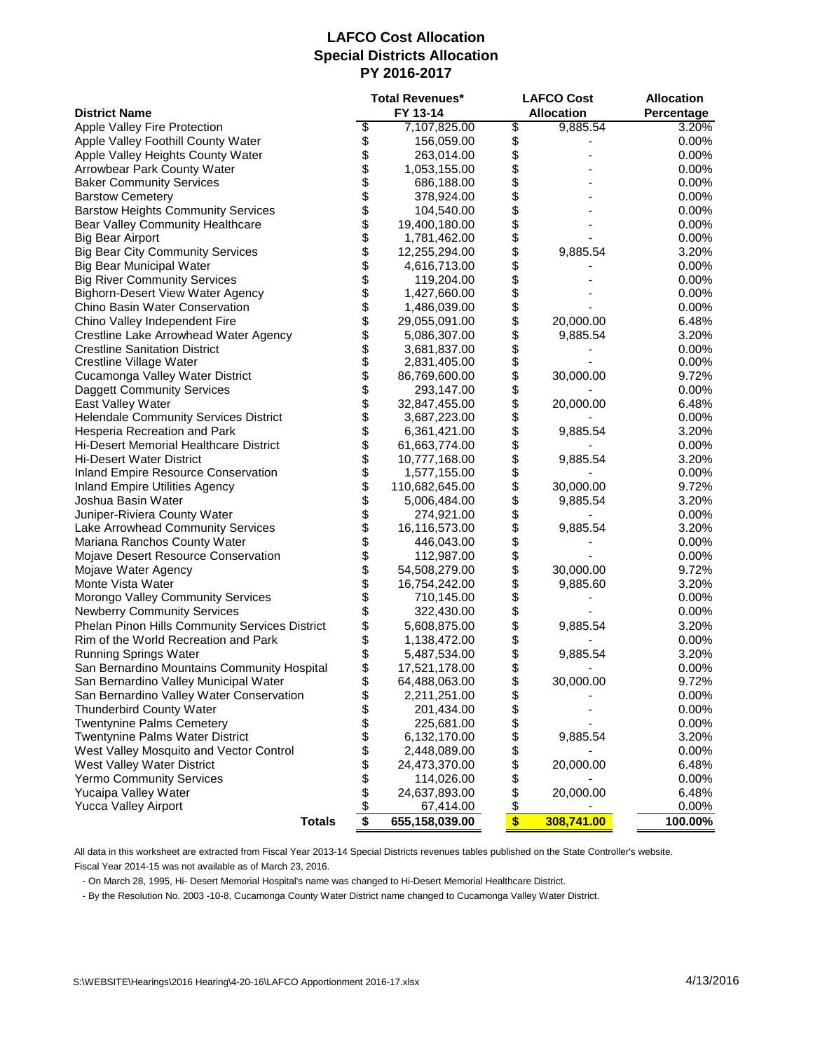# LAFCO Cost Allocation
## Special Districts Allocation
## PY 2016-2017

| District Name | Total Revenues* FY 13-14 | LAFCO Cost Allocation | Allocation Percentage |
|---|---|---|---|
| Apple Valley Fire Protection | $ 7,107,825.00 | $ 9,885.54 | 3.20% |
| Apple Valley Foothill County Water | $ 156,059.00 | $ - | 0.00% |
| Apple Valley Heights County Water | $ 263,014.00 | $ - | 0.00% |
| Arrowbear Park County Water | $ 1,053,155.00 | $ - | 0.00% |
| Baker Community Services | $ 686,188.00 | $ - | 0.00% |
| Barstow Cemetery | $ 378,924.00 | $ - | 0.00% |
| Barstow Heights Community Services | $ 104,540.00 | $ - | 0.00% |
| Bear Valley Community Healthcare | $ 19,400,180.00 | $ - | 0.00% |
| Big Bear Airport | $ 1,781,462.00 | $ - | 0.00% |
| Big Bear City Community Services | $ 12,255,294.00 | $ 9,885.54 | 3.20% |
| Big Bear Municipal Water | $ 4,616,713.00 | $ - | 0.00% |
| Big River Community Services | $ 119,204.00 | $ - | 0.00% |
| Bighorn-Desert View Water Agency | $ 1,427,660.00 | $ - | 0.00% |
| Chino Basin Water Conservation | $ 1,486,039.00 | $ - | 0.00% |
| Chino Valley Independent Fire | $ 29,055,091.00 | $ 20,000.00 | 6.48% |
| Crestline Lake Arrowhead Water Agency | $ 5,086,307.00 | $ 9,885.54 | 3.20% |
| Crestline Sanitation District | $ 3,681,837.00 | $ - | 0.00% |
| Crestline Village Water | $ 2,831,405.00 | $ - | 0.00% |
| Cucamonga Valley Water District | $ 86,769,600.00 | $ 30,000.00 | 9.72% |
| Daggett Community Services | $ 293,147.00 | $ - | 0.00% |
| East Valley Water | $ 32,847,455.00 | $ 20,000.00 | 6.48% |
| Helendale Community Services District | $ 3,687,223.00 | $ - | 0.00% |
| Hesperia Recreation and Park | $ 6,361,421.00 | $ 9,885.54 | 3.20% |
| Hi-Desert Memorial Healthcare District | $ 61,663,774.00 | $ - | 0.00% |
| Hi-Desert Water District | $ 10,777,168.00 | $ 9,885.54 | 3.20% |
| Inland Empire Resource Conservation | $ 1,577,155.00 | $ - | 0.00% |
| Inland Empire Utilities Agency | $ 110,682,645.00 | $ 30,000.00 | 9.72% |
| Joshua Basin Water | $ 5,006,484.00 | $ 9,885.54 | 3.20% |
| Juniper-Riviera County Water | $ 274,921.00 | $ - | 0.00% |
| Lake Arrowhead Community Services | $ 16,116,573.00 | $ 9,885.54 | 3.20% |
| Mariana Ranchos County Water | $ 446,043.00 | $ - | 0.00% |
| Mojave Desert Resource Conservation | $ 112,987.00 | $ - | 0.00% |
| Mojave Water Agency | $ 54,508,279.00 | $ 30,000.00 | 9.72% |
| Monte Vista Water | $ 16,754,242.00 | $ 9,885.60 | 3.20% |
| Morongo Valley Community Services | $ 710,145.00 | $ - | 0.00% |
| Newberry Community Services | $ 322,430.00 | $ - | 0.00% |
| Phelan Pinon Hills Community Services District | $ 5,608,875.00 | $ 9,885.54 | 3.20% |
| Rim of the World Recreation and Park | $ 1,138,472.00 | $ - | 0.00% |
| Running Springs Water | $ 5,487,534.00 | $ 9,885.54 | 3.20% |
| San Bernardino Mountains Community Hospital | $ 17,521,178.00 | $ - | 0.00% |
| San Bernardino Valley Municipal Water | $ 64,488,063.00 | $ 30,000.00 | 9.72% |
| San Bernardino Valley Water Conservation | $ 2,211,251.00 | $ - | 0.00% |
| Thunderbird County Water | $ 201,434.00 | $ - | 0.00% |
| Twentynine Palms Cemetery | $ 225,681.00 | $ - | 0.00% |
| Twentynine Palms Water District | $ 6,132,170.00 | $ 9,885.54 | 3.20% |
| West Valley Mosquito and Vector Control | $ 2,448,089.00 | $ - | 0.00% |
| West Valley Water District | $ 24,473,370.00 | $ 20,000.00 | 6.48% |
| Yermo Community Services | $ 114,026.00 | $ - | 0.00% |
| Yucaipa Valley Water | $ 24,637,893.00 | $ 20,000.00 | 6.48% |
| Yucca Valley Airport | $ 67,414.00 | $ - | 0.00% |
| **Totals** | **$ 655,158,039.00** | **$ 308,741.00** | **100.00%** |

All data in this worksheet are extracted from Fiscal Year 2013-14 Special Districts revenues tables published on the State Controller's website.

Fiscal Year 2014-15 was not available as of March 23, 2016.

- On March 28, 1995, Hi- Desert Memorial Hospital's name was changed to Hi-Desert Memorial Healthcare District.
- By the Resolution No. 2003 -10-8, Cucamonga County Water District name changed to Cucamonga Valley Water District.

S:\WEBSITE\Hearings\2016 Hearing\4-20-16\LAFCO Apportionment 2016-17.xlsx 4/13/2016